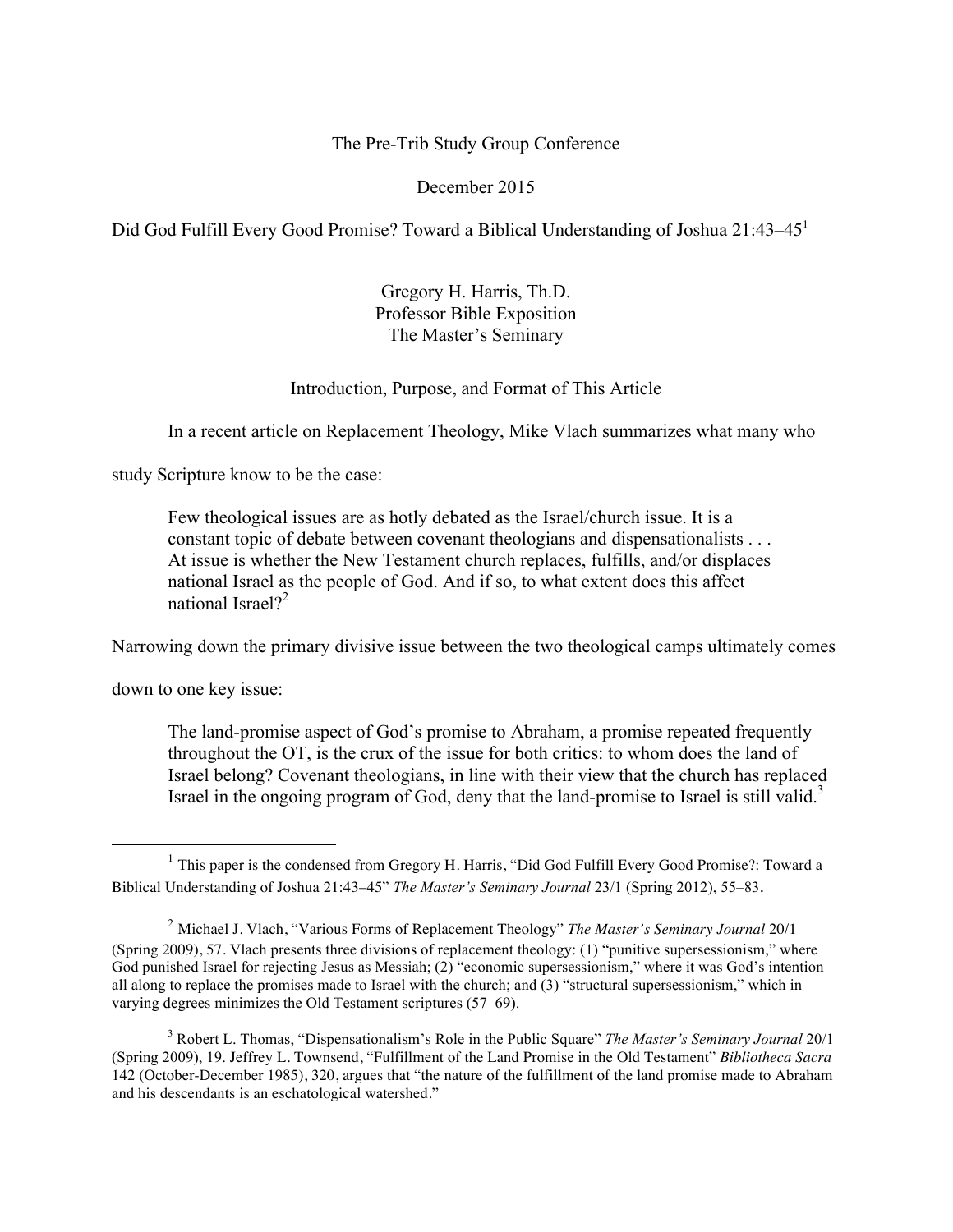The Pre-Trib Study Group Conference

December 2015

# Did God Fulfill Every Good Promise? Toward a Biblical Understanding of Joshua 21:43–45[1]

Gregory H. Harris, Th.D.
Professor Bible Exposition
The Master's Seminary

## Introduction, Purpose, and Format of This Article

In a recent article on Replacement Theology, Mike Vlach summarizes what many who study Scripture know to be the case:

> Few theological issues are as hotly debated as the Israel/church issue. It is a constant topic of debate between covenant theologians and dispensationalists . . . At issue is whether the New Testament church replaces, fulfills, and/or displaces national Israel as the people of God. And if so, to what extent does this affect national Israel?[2]

Narrowing down the primary divisive issue between the two theological camps ultimately comes down to one key issue:

> The land-promise aspect of God's promise to Abraham, a promise repeated frequently throughout the OT, is the crux of the issue for both critics: to whom does the land of Israel belong? Covenant theologians, in line with their view that the church has replaced Israel in the ongoing program of God, deny that the land-promise to Israel is still valid.[3]

---

[1] This paper is the condensed from Gregory H. Harris, "Did God Fulfill Every Good Promise?: Toward a Biblical Understanding of Joshua 21:43–45" *The Master's Seminary Journal* 23/1 (Spring 2012), 55–83.

[2] Michael J. Vlach, "Various Forms of Replacement Theology" *The Master's Seminary Journal* 20/1 (Spring 2009), 57. Vlach presents three divisions of replacement theology: (1) "punitive supersessionism," where God punished Israel for rejecting Jesus as Messiah; (2) "economic supersessionism," where it was God's intention all along to replace the promises made to Israel with the church; and (3) "structural supersessionism," which in varying degrees minimizes the Old Testament scriptures (57–69).

[3] Robert L. Thomas, "Dispensationalism's Role in the Public Square" *The Master's Seminary Journal* 20/1 (Spring 2009), 19. Jeffrey L. Townsend, "Fulfillment of the Land Promise in the Old Testament" *Bibliotheca Sacra* 142 (October-December 1985), 320, argues that "the nature of the fulfillment of the land promise made to Abraham and his descendants is an eschatological watershed."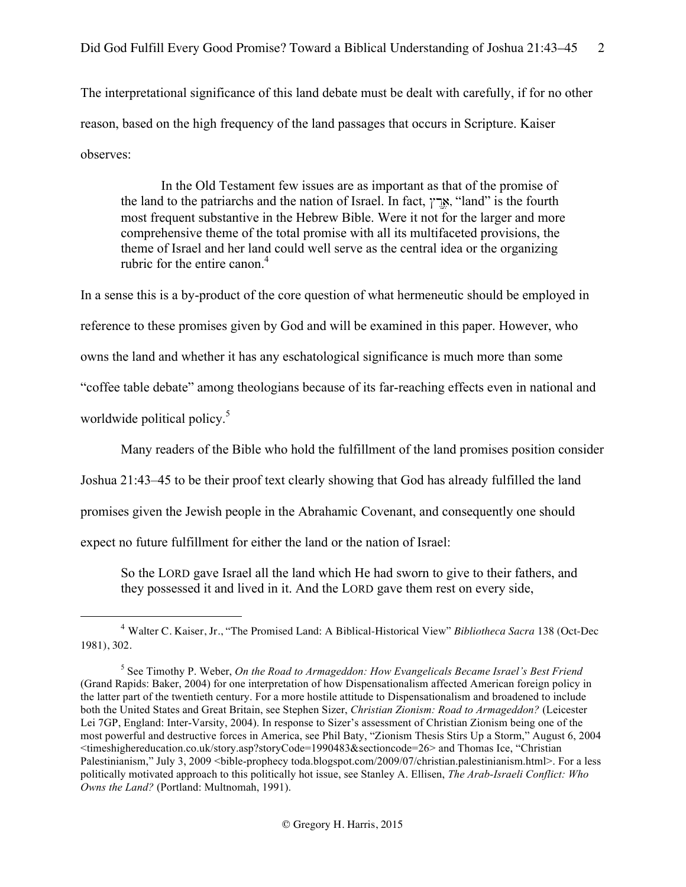The interpretational significance of this land debate must be dealt with carefully, if for no other reason, based on the high frequency of the land passages that occurs in Scripture. Kaiser observes:

> In the Old Testament few issues are as important as that of the promise of the land to the patriarchs and the nation of Israel. In fact, אֶרֶץ, "land" is the fourth most frequent substantive in the Hebrew Bible. Were it not for the larger and more comprehensive theme of the total promise with all its multifaceted provisions, the theme of Israel and her land could well serve as the central idea or the organizing rubric for the entire canon.[4]

In a sense this is a by-product of the core question of what hermeneutic should be employed in reference to these promises given by God and will be examined in this paper. However, who owns the land and whether it has any eschatological significance is much more than some "coffee table debate" among theologians because of its far-reaching effects even in national and worldwide political policy.[5]

Many readers of the Bible who hold the fulfillment of the land promises position consider Joshua 21:43–45 to be their proof text clearly showing that God has already fulfilled the land promises given the Jewish people in the Abrahamic Covenant, and consequently one should expect no future fulfillment for either the land or the nation of Israel:

> So the LORD gave Israel all the land which He had sworn to give to their fathers, and they possessed it and lived in it. And the LORD gave them rest on every side,

---

[4] Walter C. Kaiser, Jr., "The Promised Land: A Biblical-Historical View" *Bibliotheca Sacra* 138 (Oct-Dec 1981), 302.

[5] See Timothy P. Weber, *On the Road to Armageddon: How Evangelicals Became Israel's Best Friend* (Grand Rapids: Baker, 2004) for one interpretation of how Dispensationalism affected American foreign policy in the latter part of the twentieth century. For a more hostile attitude to Dispensationalism and broadened to include both the United States and Great Britain, see Stephen Sizer, *Christian Zionism: Road to Armageddon?* (Leicester Lei 7GP, England: Inter-Varsity, 2004). In response to Sizer's assessment of Christian Zionism being one of the most powerful and destructive forces in America, see Phil Baty, "Zionism Thesis Stirs Up a Storm," August 6, 2004 <timeshighereducation.co.uk/story.asp?storyCode=1990483&sectioncode=26> and Thomas Ice, "Christian Palestinianism," July 3, 2009 <bible-prophecy toda.blogspot.com/2009/07/christian.palestinianism.html>. For a less politically motivated approach to this politically hot issue, see Stanley A. Ellisen, *The Arab-Israeli Conflict: Who Owns the Land?* (Portland: Multnomah, 1991).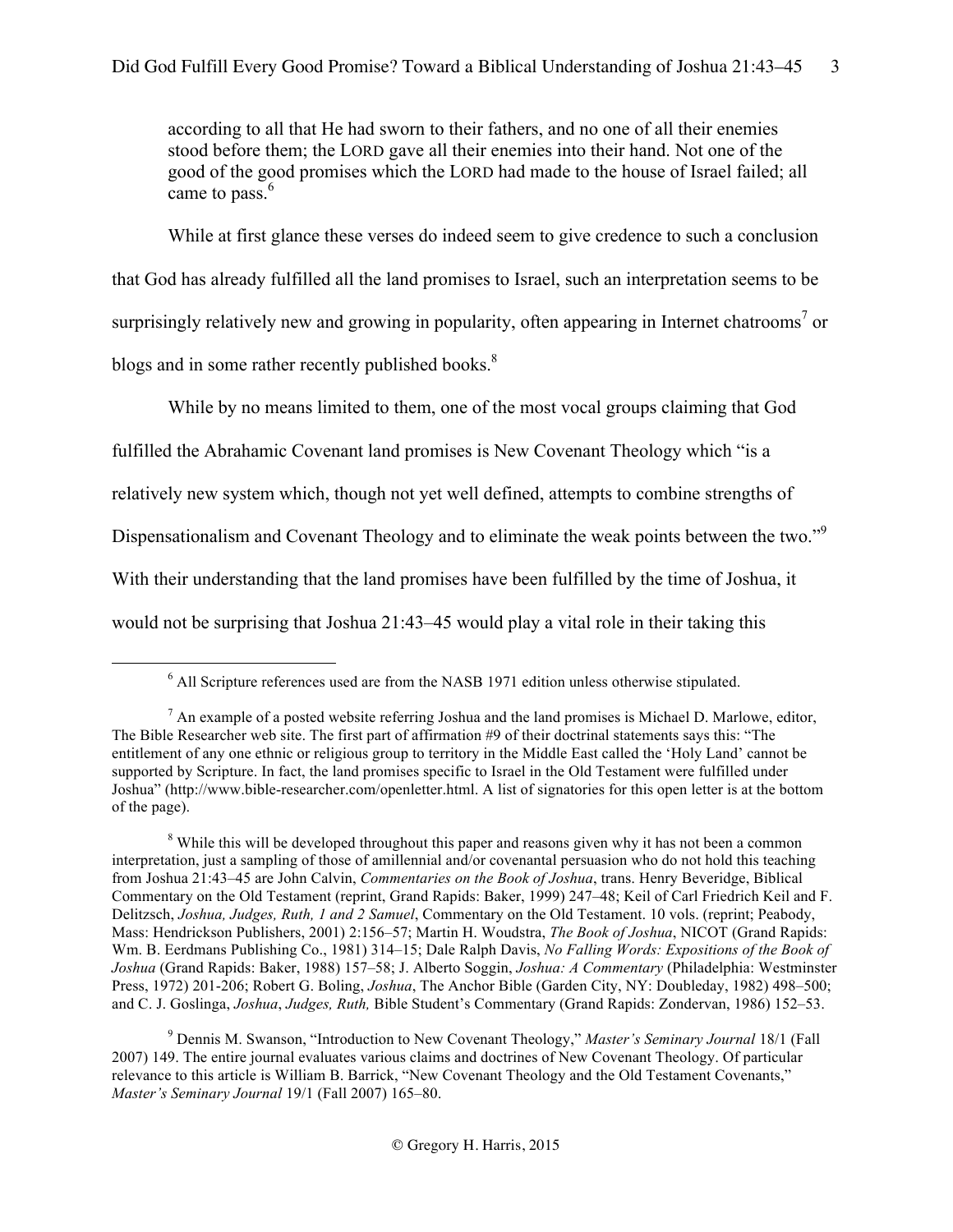> according to all that He had sworn to their fathers, and no one of all their enemies stood before them; the LORD gave all their enemies into their hand. Not one of the good of the good promises which the LORD had made to the house of Israel failed; all came to pass.[6]

While at first glance these verses do indeed seem to give credence to such a conclusion that God has already fulfilled all the land promises to Israel, such an interpretation seems to be surprisingly relatively new and growing in popularity, often appearing in Internet chatrooms[7] or blogs and in some rather recently published books.[8]

While by no means limited to them, one of the most vocal groups claiming that God fulfilled the Abrahamic Covenant land promises is New Covenant Theology which "is a relatively new system which, though not yet well defined, attempts to combine strengths of Dispensationalism and Covenant Theology and to eliminate the weak points between the two."[9] With their understanding that the land promises have been fulfilled by the time of Joshua, it would not be surprising that Joshua 21:43–45 would play a vital role in their taking this

---

[6] All Scripture references used are from the NASB 1971 edition unless otherwise stipulated.

[7] An example of a posted website referring Joshua and the land promises is Michael D. Marlowe, editor, The Bible Researcher web site. The first part of affirmation #9 of their doctrinal statements says this: "The entitlement of any one ethnic or religious group to territory in the Middle East called the 'Holy Land' cannot be supported by Scripture. In fact, the land promises specific to Israel in the Old Testament were fulfilled under Joshua" (http://www.bible-researcher.com/openletter.html. A list of signatories for this open letter is at the bottom of the page).

[8] While this will be developed throughout this paper and reasons given why it has not been a common interpretation, just a sampling of those of amillennial and/or covenantal persuasion who do not hold this teaching from Joshua 21:43–45 are John Calvin, *Commentaries on the Book of Joshua*, trans. Henry Beveridge, Biblical Commentary on the Old Testament (reprint, Grand Rapids: Baker, 1999) 247–48; Keil of Carl Friedrich Keil and F. Delitzsch, *Joshua, Judges, Ruth, 1 and 2 Samuel*, Commentary on the Old Testament. 10 vols. (reprint; Peabody, Mass: Hendrickson Publishers, 2001) 2:156–57; Martin H. Woudstra, *The Book of Joshua*, NICOT (Grand Rapids: Wm. B. Eerdmans Publishing Co., 1981) 314–15; Dale Ralph Davis, *No Falling Words: Expositions of the Book of Joshua* (Grand Rapids: Baker, 1988) 157–58; J. Alberto Soggin, *Joshua: A Commentary* (Philadelphia: Westminster Press, 1972) 201-206; Robert G. Boling, *Joshua*, The Anchor Bible (Garden City, NY: Doubleday, 1982) 498–500; and C. J. Goslinga, *Joshua*, *Judges, Ruth,* Bible Student's Commentary (Grand Rapids: Zondervan, 1986) 152–53.

[9] Dennis M. Swanson, "Introduction to New Covenant Theology," *Master's Seminary Journal* 18/1 (Fall 2007) 149. The entire journal evaluates various claims and doctrines of New Covenant Theology. Of particular relevance to this article is William B. Barrick, "New Covenant Theology and the Old Testament Covenants," *Master's Seminary Journal* 19/1 (Fall 2007) 165–80.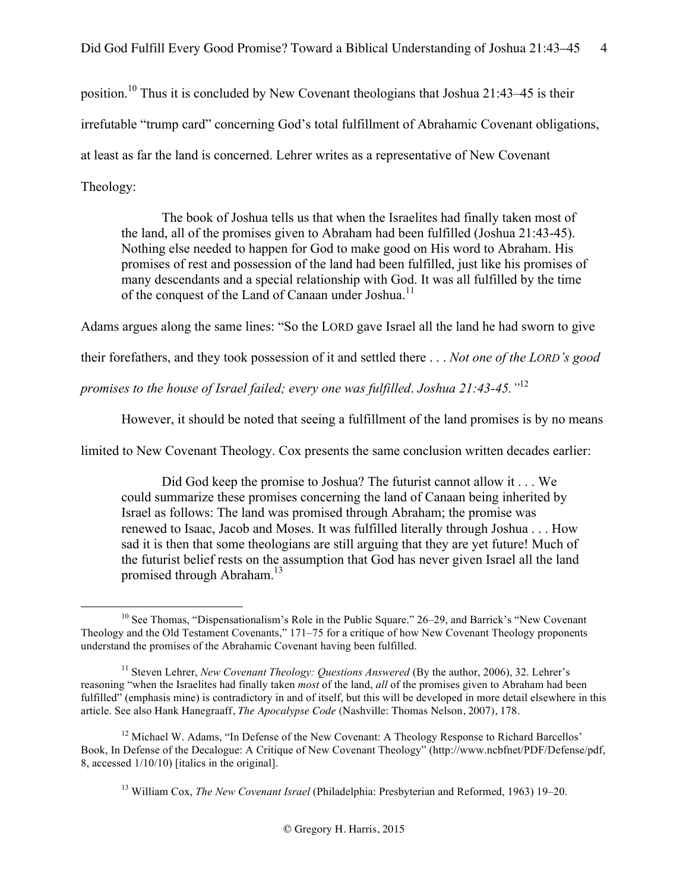position.[10] Thus it is concluded by New Covenant theologians that Joshua 21:43–45 is their irrefutable "trump card" concerning God's total fulfillment of Abrahamic Covenant obligations, at least as far the land is concerned. Lehrer writes as a representative of New Covenant Theology:

> The book of Joshua tells us that when the Israelites had finally taken most of the land, all of the promises given to Abraham had been fulfilled (Joshua 21:43-45). Nothing else needed to happen for God to make good on His word to Abraham. His promises of rest and possession of the land had been fulfilled, just like his promises of many descendants and a special relationship with God. It was all fulfilled by the time of the conquest of the Land of Canaan under Joshua.[11]

Adams argues along the same lines: "So the LORD gave Israel all the land he had sworn to give their forefathers, and they took possession of it and settled there . . . *Not one of the LORD's good promises to the house of Israel failed; every one was fulfilled. Joshua 21:43-45."*[12]

However, it should be noted that seeing a fulfillment of the land promises is by no means limited to New Covenant Theology. Cox presents the same conclusion written decades earlier:

> Did God keep the promise to Joshua? The futurist cannot allow it . . . We could summarize these promises concerning the land of Canaan being inherited by Israel as follows: The land was promised through Abraham; the promise was renewed to Isaac, Jacob and Moses. It was fulfilled literally through Joshua . . . How sad it is then that some theologians are still arguing that they are yet future! Much of the futurist belief rests on the assumption that God has never given Israel all the land promised through Abraham.[13]

---

[10] See Thomas, "Dispensationalism's Role in the Public Square." 26–29, and Barrick's "New Covenant Theology and the Old Testament Covenants," 171–75 for a critique of how New Covenant Theology proponents understand the promises of the Abrahamic Covenant having been fulfilled.

[11] Steven Lehrer, *New Covenant Theology: Questions Answered* (By the author, 2006), 32. Lehrer's reasoning "when the Israelites had finally taken *most* of the land, *all* of the promises given to Abraham had been fulfilled" (emphasis mine) is contradictory in and of itself, but this will be developed in more detail elsewhere in this article. See also Hank Hanegraaff, *The Apocalypse Code* (Nashville: Thomas Nelson, 2007), 178.

[12] Michael W. Adams, "In Defense of the New Covenant: A Theology Response to Richard Barcellos' Book, In Defense of the Decalogue: A Critique of New Covenant Theology" (http://www.ncbfnet/PDF/Defense/pdf, 8, accessed 1/10/10) [italics in the original].

[13] William Cox, *The New Covenant Israel* (Philadelphia: Presbyterian and Reformed, 1963) 19–20.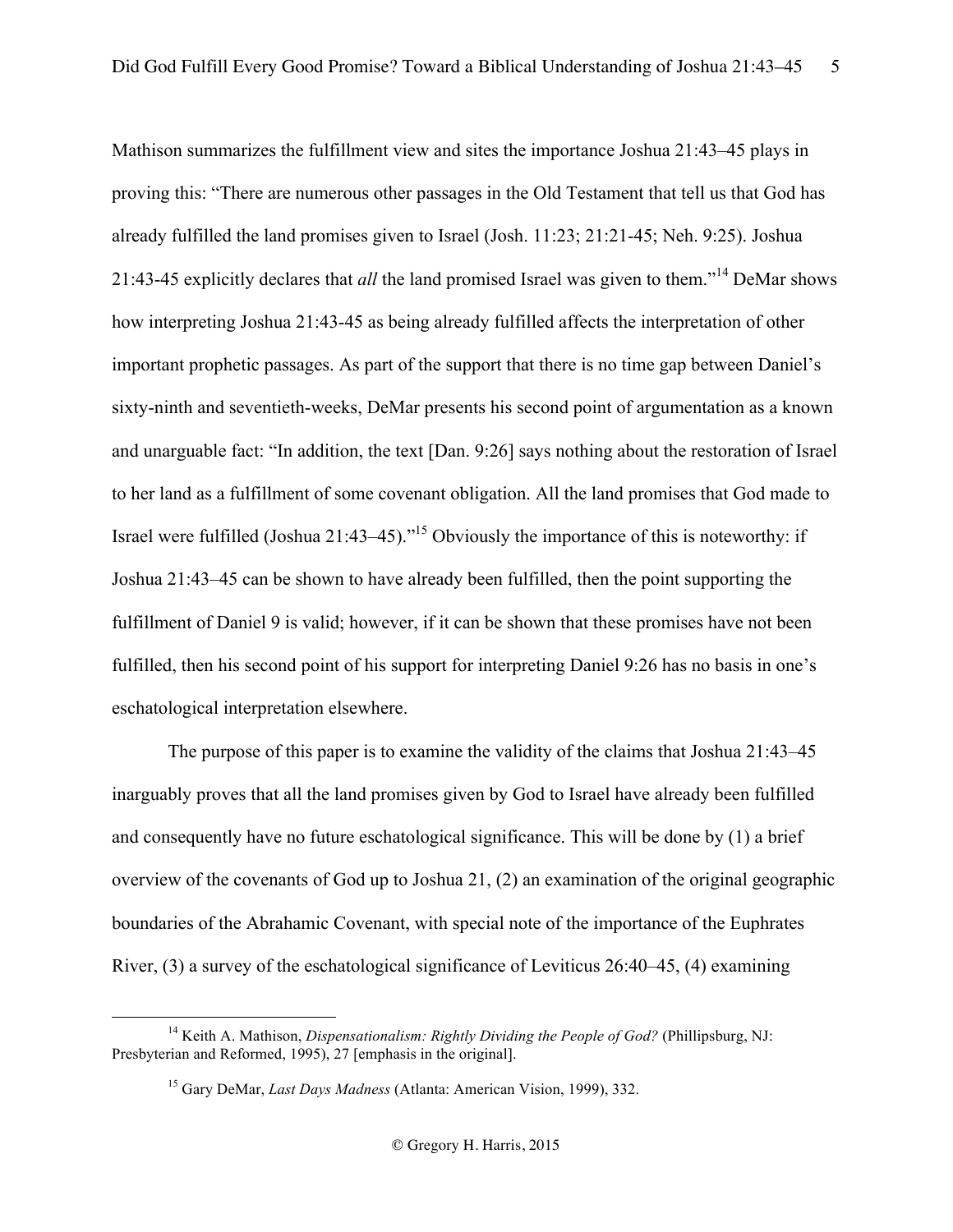Mathison summarizes the fulfillment view and sites the importance Joshua 21:43–45 plays in proving this: "There are numerous other passages in the Old Testament that tell us that God has already fulfilled the land promises given to Israel (Josh. 11:23; 21:21-45; Neh. 9:25). Joshua 21:43-45 explicitly declares that *all* the land promised Israel was given to them."[14] DeMar shows how interpreting Joshua 21:43-45 as being already fulfilled affects the interpretation of other important prophetic passages. As part of the support that there is no time gap between Daniel's sixty-ninth and seventieth-weeks, DeMar presents his second point of argumentation as a known and unarguable fact: "In addition, the text [Dan. 9:26] says nothing about the restoration of Israel to her land as a fulfillment of some covenant obligation. All the land promises that God made to Israel were fulfilled (Joshua 21:43–45)."[15] Obviously the importance of this is noteworthy: if Joshua 21:43–45 can be shown to have already been fulfilled, then the point supporting the fulfillment of Daniel 9 is valid; however, if it can be shown that these promises have not been fulfilled, then his second point of his support for interpreting Daniel 9:26 has no basis in one's eschatological interpretation elsewhere.

The purpose of this paper is to examine the validity of the claims that Joshua 21:43–45 inarguably proves that all the land promises given by God to Israel have already been fulfilled and consequently have no future eschatological significance. This will be done by (1) a brief overview of the covenants of God up to Joshua 21, (2) an examination of the original geographic boundaries of the Abrahamic Covenant, with special note of the importance of the Euphrates River, (3) a survey of the eschatological significance of Leviticus 26:40–45, (4) examining

---

[14] Keith A. Mathison, *Dispensationalism: Rightly Dividing the People of God?* (Phillipsburg, NJ: Presbyterian and Reformed, 1995), 27 [emphasis in the original].

[15] Gary DeMar, *Last Days Madness* (Atlanta: American Vision, 1999), 332.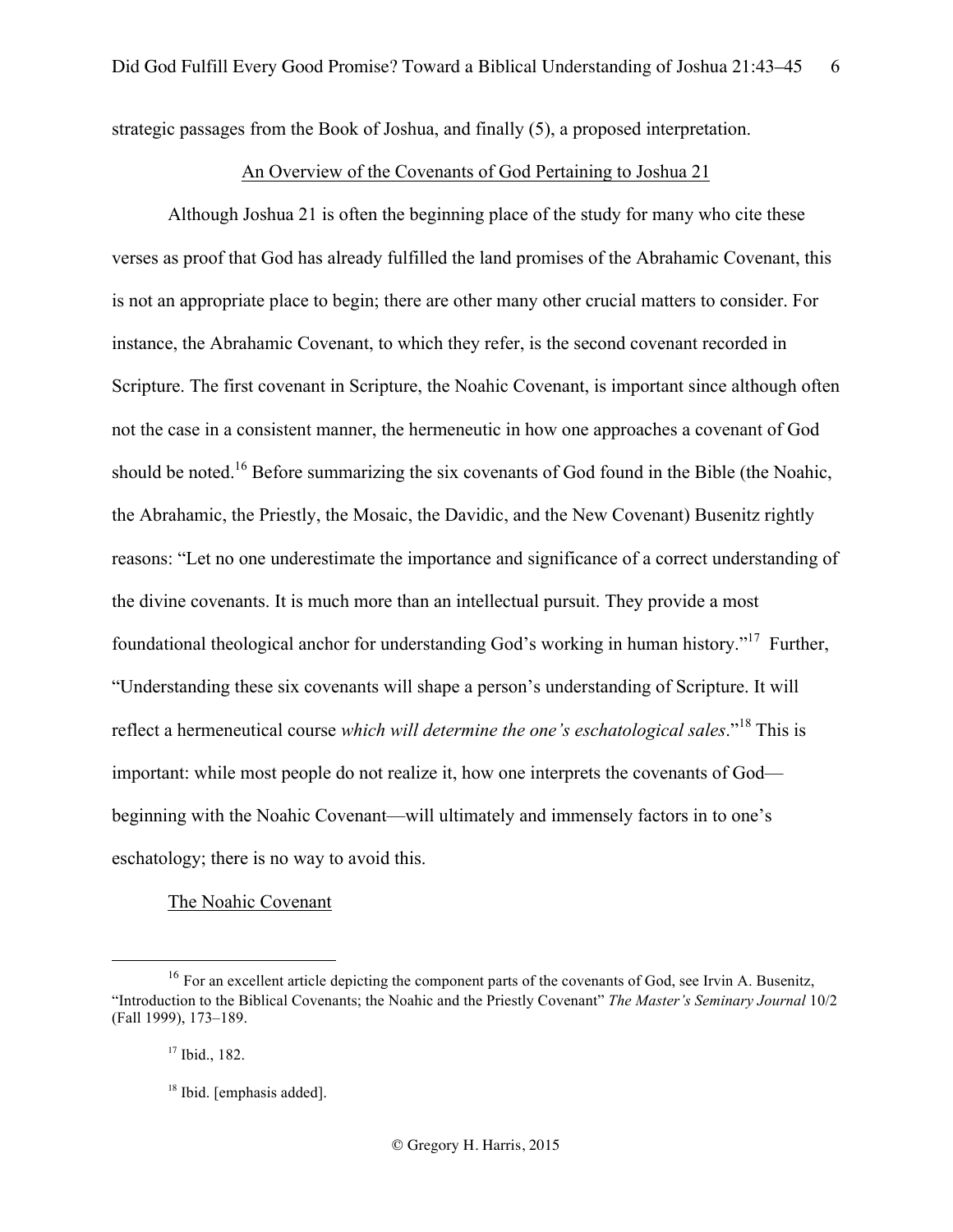strategic passages from the Book of Joshua, and finally (5), a proposed interpretation.

## An Overview of the Covenants of God Pertaining to Joshua 21

Although Joshua 21 is often the beginning place of the study for many who cite these verses as proof that God has already fulfilled the land promises of the Abrahamic Covenant, this is not an appropriate place to begin; there are other many other crucial matters to consider. For instance, the Abrahamic Covenant, to which they refer, is the second covenant recorded in Scripture. The first covenant in Scripture, the Noahic Covenant, is important since although often not the case in a consistent manner, the hermeneutic in how one approaches a covenant of God should be noted.[16] Before summarizing the six covenants of God found in the Bible (the Noahic, the Abrahamic, the Priestly, the Mosaic, the Davidic, and the New Covenant) Busenitz rightly reasons: "Let no one underestimate the importance and significance of a correct understanding of the divine covenants. It is much more than an intellectual pursuit. They provide a most foundational theological anchor for understanding God's working in human history."[17] Further, "Understanding these six covenants will shape a person's understanding of Scripture. It will reflect a hermeneutical course *which will determine the one's eschatological sales*."[18] This is important: while most people do not realize it, how one interprets the covenants of God—beginning with the Noahic Covenant—will ultimately and immensely factors in to one's eschatology; there is no way to avoid this.

### The Noahic Covenant

---

[16] For an excellent article depicting the component parts of the covenants of God, see Irvin A. Busenitz, "Introduction to the Biblical Covenants; the Noahic and the Priestly Covenant" *The Master's Seminary Journal* 10/2 (Fall 1999), 173–189.

[17] Ibid., 182.

[18] Ibid. [emphasis added].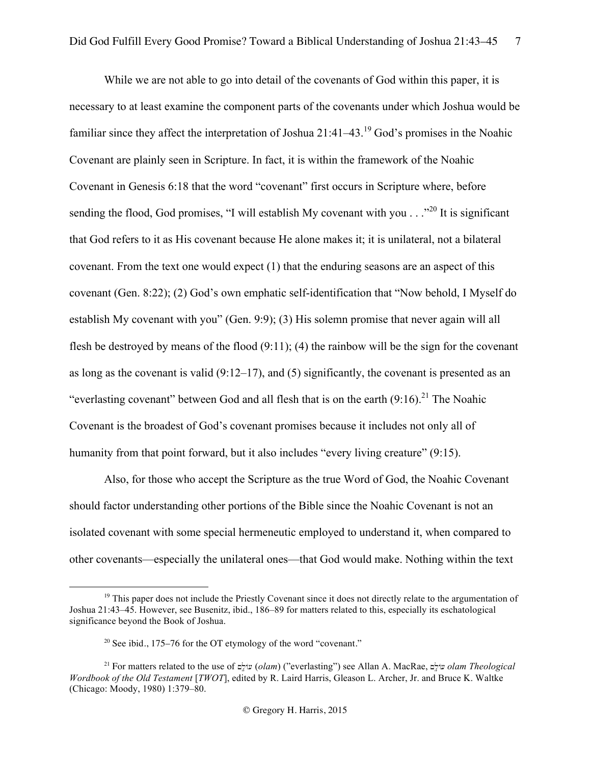While we are not able to go into detail of the covenants of God within this paper, it is necessary to at least examine the component parts of the covenants under which Joshua would be familiar since they affect the interpretation of Joshua 21:41–43.[19] God's promises in the Noahic Covenant are plainly seen in Scripture. In fact, it is within the framework of the Noahic Covenant in Genesis 6:18 that the word "covenant" first occurs in Scripture where, before sending the flood, God promises, "I will establish My covenant with you . . ."[20] It is significant that God refers to it as His covenant because He alone makes it; it is unilateral, not a bilateral covenant. From the text one would expect (1) that the enduring seasons are an aspect of this covenant (Gen. 8:22); (2) God's own emphatic self-identification that "Now behold, I Myself do establish My covenant with you" (Gen. 9:9); (3) His solemn promise that never again will all flesh be destroyed by means of the flood (9:11); (4) the rainbow will be the sign for the covenant as long as the covenant is valid (9:12–17), and (5) significantly, the covenant is presented as an "everlasting covenant" between God and all flesh that is on the earth (9:16).[21] The Noahic Covenant is the broadest of God's covenant promises because it includes not only all of humanity from that point forward, but it also includes "every living creature" (9:15).

Also, for those who accept the Scripture as the true Word of God, the Noahic Covenant should factor understanding other portions of the Bible since the Noahic Covenant is not an isolated covenant with some special hermeneutic employed to understand it, when compared to other covenants—especially the unilateral ones—that God would make. Nothing within the text

---

[19] This paper does not include the Priestly Covenant since it does not directly relate to the argumentation of Joshua 21:43–45. However, see Busenitz, ibid., 186–89 for matters related to this, especially its eschatological significance beyond the Book of Joshua.

[20] See ibid., 175–76 for the OT etymology of the word "covenant."

[21] For matters related to the use of עוֹלָם (*olam*) ("everlasting") see Allan A. MacRae, עוֹלָם *olam Theological Wordbook of the Old Testament* [*TWOT*], edited by R. Laird Harris, Gleason L. Archer, Jr. and Bruce K. Waltke (Chicago: Moody, 1980) 1:379–80.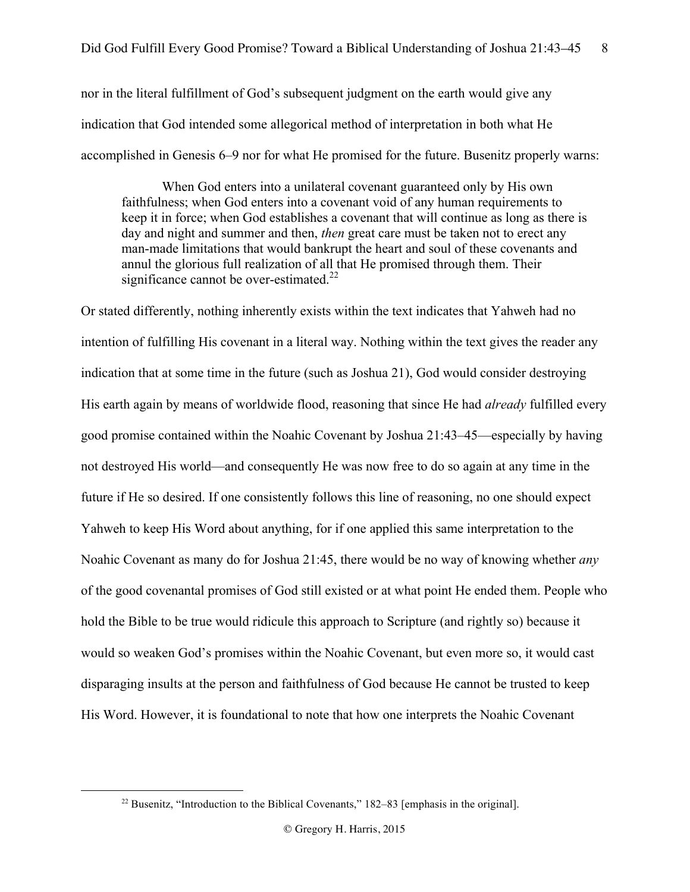nor in the literal fulfillment of God's subsequent judgment on the earth would give any indication that God intended some allegorical method of interpretation in both what He accomplished in Genesis 6–9 nor for what He promised for the future. Busenitz properly warns:

> When God enters into a unilateral covenant guaranteed only by His own faithfulness; when God enters into a covenant void of any human requirements to keep it in force; when God establishes a covenant that will continue as long as there is day and night and summer and then, *then* great care must be taken not to erect any man-made limitations that would bankrupt the heart and soul of these covenants and annul the glorious full realization of all that He promised through them. Their significance cannot be over-estimated.[22]

Or stated differently, nothing inherently exists within the text indicates that Yahweh had no intention of fulfilling His covenant in a literal way. Nothing within the text gives the reader any indication that at some time in the future (such as Joshua 21), God would consider destroying His earth again by means of worldwide flood, reasoning that since He had *already* fulfilled every good promise contained within the Noahic Covenant by Joshua 21:43–45—especially by having not destroyed His world—and consequently He was now free to do so again at any time in the future if He so desired. If one consistently follows this line of reasoning, no one should expect Yahweh to keep His Word about anything, for if one applied this same interpretation to the Noahic Covenant as many do for Joshua 21:45, there would be no way of knowing whether *any* of the good covenantal promises of God still existed or at what point He ended them. People who hold the Bible to be true would ridicule this approach to Scripture (and rightly so) because it would so weaken God's promises within the Noahic Covenant, but even more so, it would cast disparaging insults at the person and faithfulness of God because He cannot be trusted to keep His Word. However, it is foundational to note that how one interprets the Noahic Covenant

[22] Busenitz, "Introduction to the Biblical Covenants," 182–83 [emphasis in the original].

© Gregory H. Harris, 2015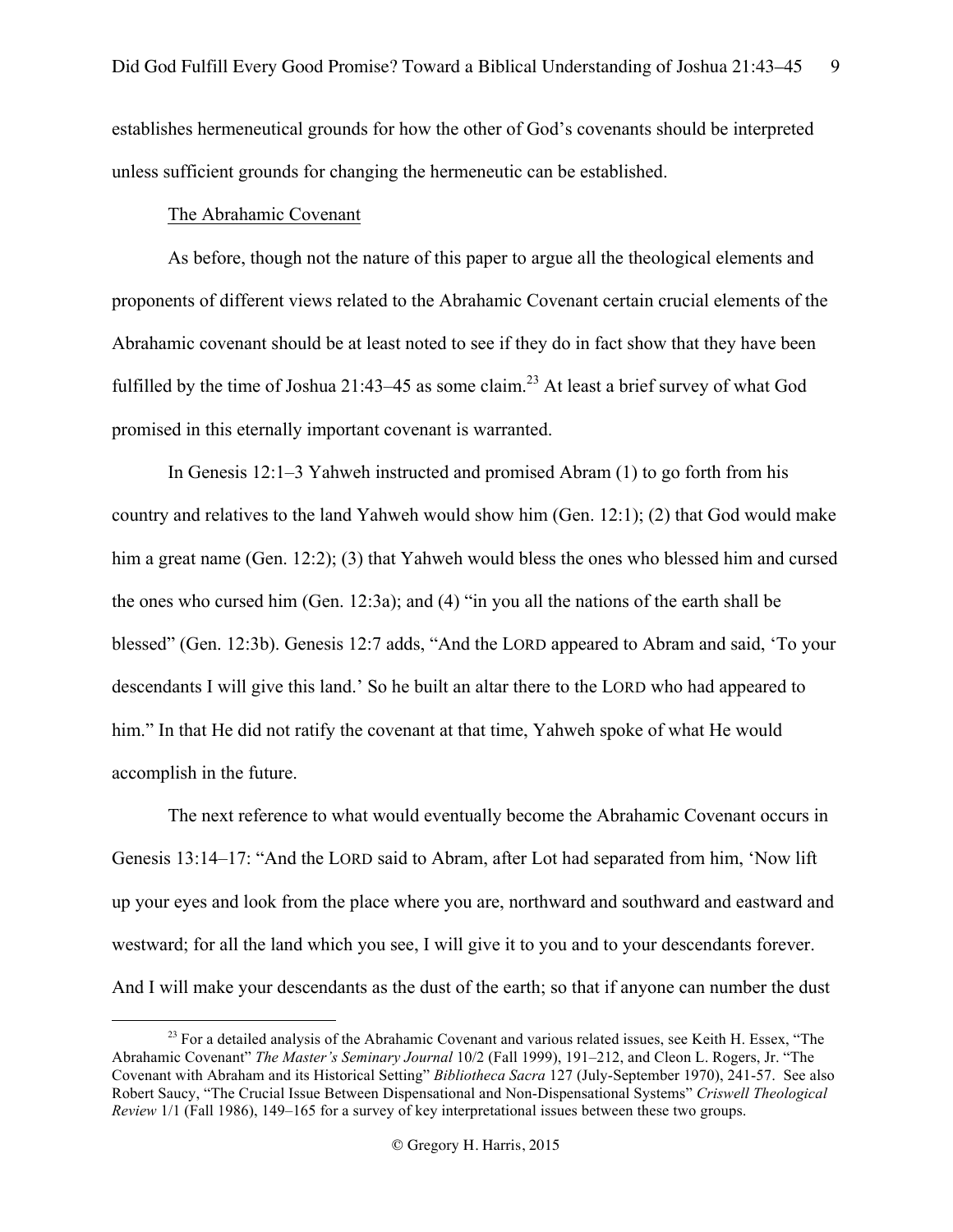establishes hermeneutical grounds for how the other of God's covenants should be interpreted unless sufficient grounds for changing the hermeneutic can be established.

### The Abrahamic Covenant

As before, though not the nature of this paper to argue all the theological elements and proponents of different views related to the Abrahamic Covenant certain crucial elements of the Abrahamic covenant should be at least noted to see if they do in fact show that they have been fulfilled by the time of Joshua 21:43–45 as some claim.[23] At least a brief survey of what God promised in this eternally important covenant is warranted.

In Genesis 12:1–3 Yahweh instructed and promised Abram (1) to go forth from his country and relatives to the land Yahweh would show him (Gen. 12:1); (2) that God would make him a great name (Gen. 12:2); (3) that Yahweh would bless the ones who blessed him and cursed the ones who cursed him (Gen. 12:3a); and (4) "in you all the nations of the earth shall be blessed" (Gen. 12:3b). Genesis 12:7 adds, "And the LORD appeared to Abram and said, 'To your descendants I will give this land.' So he built an altar there to the LORD who had appeared to him." In that He did not ratify the covenant at that time, Yahweh spoke of what He would accomplish in the future.

The next reference to what would eventually become the Abrahamic Covenant occurs in Genesis 13:14–17: "And the LORD said to Abram, after Lot had separated from him, 'Now lift up your eyes and look from the place where you are, northward and southward and eastward and westward; for all the land which you see, I will give it to you and to your descendants forever. And I will make your descendants as the dust of the earth; so that if anyone can number the dust

---

[23] For a detailed analysis of the Abrahamic Covenant and various related issues, see Keith H. Essex, "The Abrahamic Covenant" *The Master's Seminary Journal* 10/2 (Fall 1999), 191–212, and Cleon L. Rogers, Jr. "The Covenant with Abraham and its Historical Setting" *Bibliotheca Sacra* 127 (July-September 1970), 241-57. See also Robert Saucy, "The Crucial Issue Between Dispensational and Non-Dispensational Systems" *Criswell Theological Review* 1/1 (Fall 1986), 149–165 for a survey of key interpretational issues between these two groups.

© Gregory H. Harris, 2015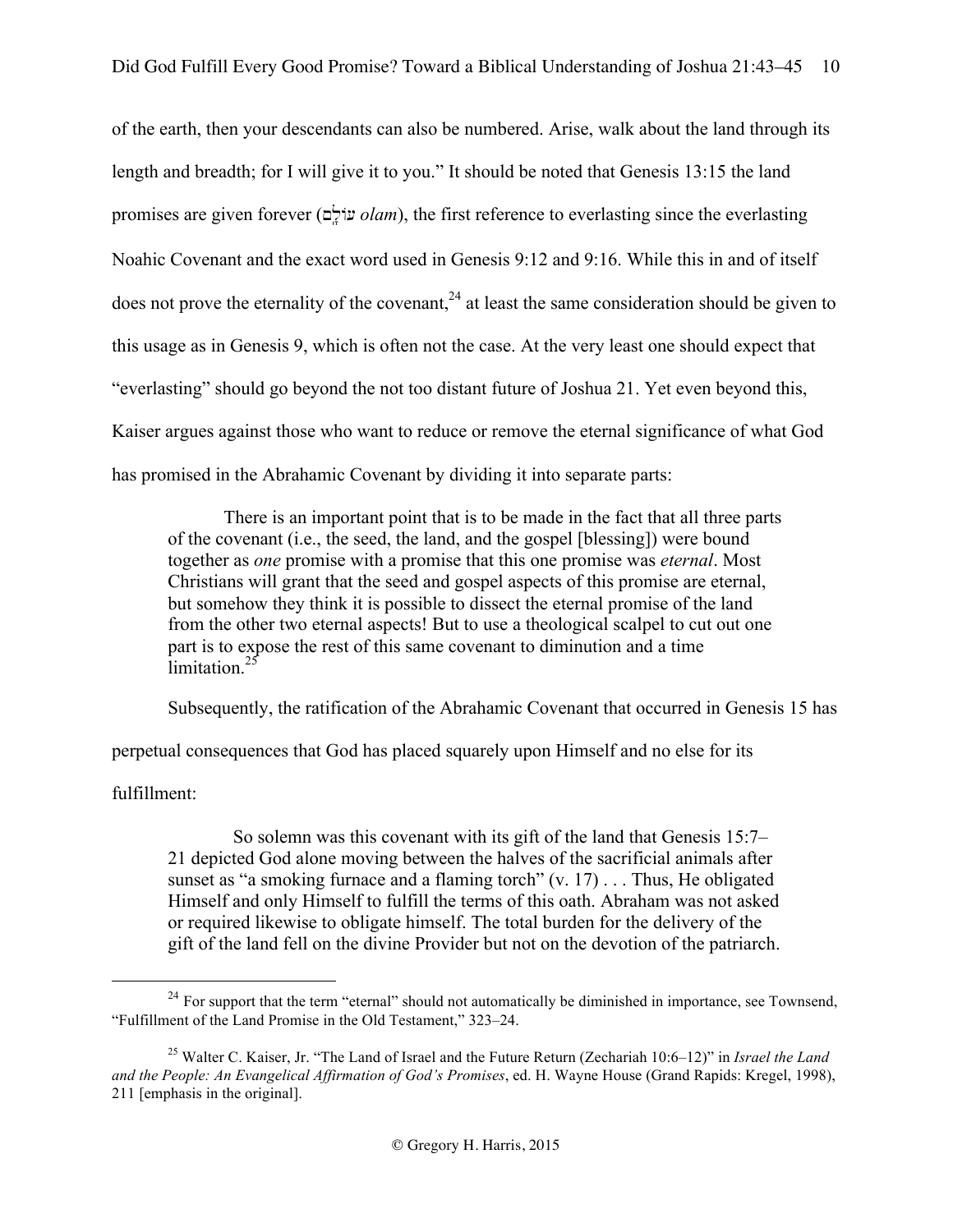of the earth, then your descendants can also be numbered. Arise, walk about the land through its length and breadth; for I will give it to you." It should be noted that Genesis 13:15 the land promises are given forever (עוֹלָם *olam*), the first reference to everlasting since the everlasting Noahic Covenant and the exact word used in Genesis 9:12 and 9:16. While this in and of itself does not prove the eternality of the covenant,[24] at least the same consideration should be given to this usage as in Genesis 9, which is often not the case. At the very least one should expect that "everlasting" should go beyond the not too distant future of Joshua 21. Yet even beyond this, Kaiser argues against those who want to reduce or remove the eternal significance of what God has promised in the Abrahamic Covenant by dividing it into separate parts:

> There is an important point that is to be made in the fact that all three parts of the covenant (i.e., the seed, the land, and the gospel [blessing]) were bound together as *one* promise with a promise that this one promise was *eternal*. Most Christians will grant that the seed and gospel aspects of this promise are eternal, but somehow they think it is possible to dissect the eternal promise of the land from the other two eternal aspects! But to use a theological scalpel to cut out one part is to expose the rest of this same covenant to diminution and a time limitation.[25]

Subsequently, the ratification of the Abrahamic Covenant that occurred in Genesis 15 has perpetual consequences that God has placed squarely upon Himself and no else for its fulfillment:

> So solemn was this covenant with its gift of the land that Genesis 15:7–21 depicted God alone moving between the halves of the sacrificial animals after sunset as "a smoking furnace and a flaming torch" (v. 17) . . . Thus, He obligated Himself and only Himself to fulfill the terms of this oath. Abraham was not asked or required likewise to obligate himself. The total burden for the delivery of the gift of the land fell on the divine Provider but not on the devotion of the patriarch.

---

[24] For support that the term "eternal" should not automatically be diminished in importance, see Townsend, "Fulfillment of the Land Promise in the Old Testament," 323–24.

[25] Walter C. Kaiser, Jr. "The Land of Israel and the Future Return (Zechariah 10:6–12)" in *Israel the Land and the People: An Evangelical Affirmation of God's Promises*, ed. H. Wayne House (Grand Rapids: Kregel, 1998), 211 [emphasis in the original].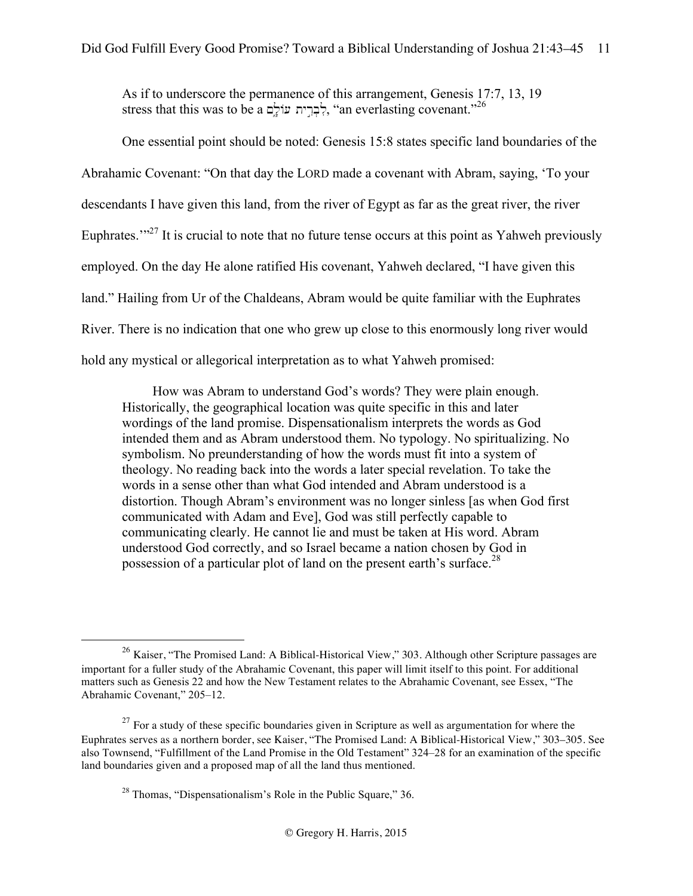> As if to underscore the permanence of this arrangement, Genesis 17:7, 13, 19 stress that this was to be a לִבְרִית עוֹלָם, “an everlasting covenant.”[26]

One essential point should be noted: Genesis 15:8 states specific land boundaries of the Abrahamic Covenant: “On that day the LORD made a covenant with Abram, saying, ‘To your descendants I have given this land, from the river of Egypt as far as the great river, the river Euphrates.’”[27] It is crucial to note that no future tense occurs at this point as Yahweh previously employed. On the day He alone ratified His covenant, Yahweh declared, “I have given this land.” Hailing from Ur of the Chaldeans, Abram would be quite familiar with the Euphrates River. There is no indication that one who grew up close to this enormously long river would hold any mystical or allegorical interpretation as to what Yahweh promised:

> How was Abram to understand God’s words? They were plain enough. Historically, the geographical location was quite specific in this and later wordings of the land promise. Dispensationalism interprets the words as God intended them and as Abram understood them. No typology. No spiritualizing. No symbolism. No preunderstanding of how the words must fit into a system of theology. No reading back into the words a later special revelation. To take the words in a sense other than what God intended and Abram understood is a distortion. Though Abram’s environment was no longer sinless [as when God first communicated with Adam and Eve], God was still perfectly capable to communicating clearly. He cannot lie and must be taken at His word. Abram understood God correctly, and so Israel became a nation chosen by God in possession of a particular plot of land on the present earth’s surface.[28]

---

[26] Kaiser, “The Promised Land: A Biblical-Historical View,” 303. Although other Scripture passages are important for a fuller study of the Abrahamic Covenant, this paper will limit itself to this point. For additional matters such as Genesis 22 and how the New Testament relates to the Abrahamic Covenant, see Essex, “The Abrahamic Covenant,” 205–12.

[27] For a study of these specific boundaries given in Scripture as well as argumentation for where the Euphrates serves as a northern border, see Kaiser, “The Promised Land: A Biblical-Historical View,” 303–305. See also Townsend, “Fulfillment of the Land Promise in the Old Testament” 324–28 for an examination of the specific land boundaries given and a proposed map of all the land thus mentioned.

[28] Thomas, “Dispensationalism’s Role in the Public Square,” 36.

© Gregory H. Harris, 2015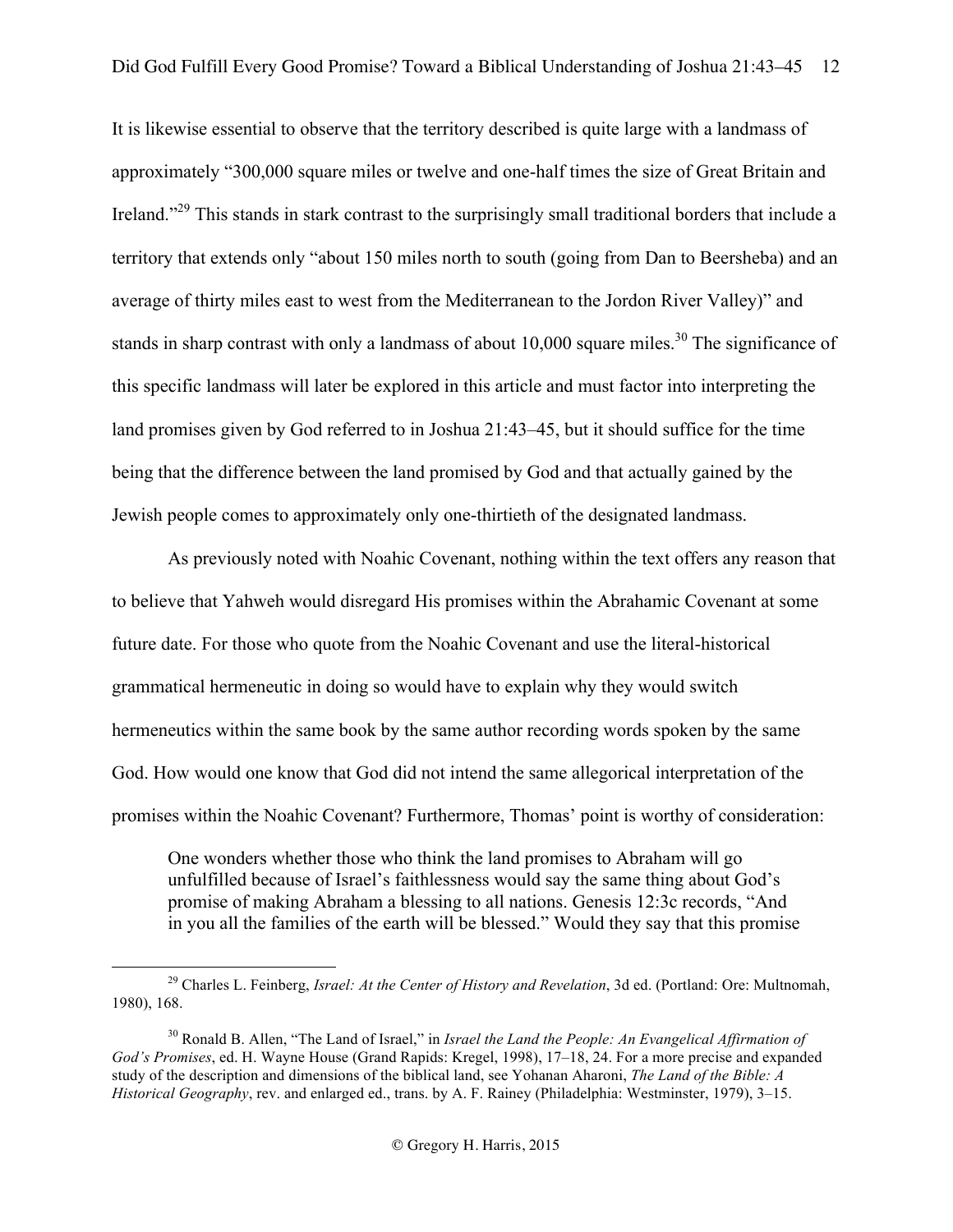It is likewise essential to observe that the territory described is quite large with a landmass of approximately "300,000 square miles or twelve and one-half times the size of Great Britain and Ireland."[29] This stands in stark contrast to the surprisingly small traditional borders that include a territory that extends only "about 150 miles north to south (going from Dan to Beersheba) and an average of thirty miles east to west from the Mediterranean to the Jordon River Valley)" and stands in sharp contrast with only a landmass of about 10,000 square miles.[30] The significance of this specific landmass will later be explored in this article and must factor into interpreting the land promises given by God referred to in Joshua 21:43–45, but it should suffice for the time being that the difference between the land promised by God and that actually gained by the Jewish people comes to approximately only one-thirtieth of the designated landmass.

As previously noted with Noahic Covenant, nothing within the text offers any reason that to believe that Yahweh would disregard His promises within the Abrahamic Covenant at some future date. For those who quote from the Noahic Covenant and use the literal-historical grammatical hermeneutic in doing so would have to explain why they would switch hermeneutics within the same book by the same author recording words spoken by the same God. How would one know that God did not intend the same allegorical interpretation of the promises within the Noahic Covenant? Furthermore, Thomas' point is worthy of consideration:

> One wonders whether those who think the land promises to Abraham will go unfulfilled because of Israel's faithlessness would say the same thing about God's promise of making Abraham a blessing to all nations. Genesis 12:3c records, "And in you all the families of the earth will be blessed." Would they say that this promise

---

[29] Charles L. Feinberg, *Israel: At the Center of History and Revelation*, 3d ed. (Portland: Ore: Multnomah, 1980), 168.

[30] Ronald B. Allen, "The Land of Israel," in *Israel the Land the People: An Evangelical Affirmation of God's Promises*, ed. H. Wayne House (Grand Rapids: Kregel, 1998), 17–18, 24. For a more precise and expanded study of the description and dimensions of the biblical land, see Yohanan Aharoni, *The Land of the Bible: A Historical Geography*, rev. and enlarged ed., trans. by A. F. Rainey (Philadelphia: Westminster, 1979), 3–15.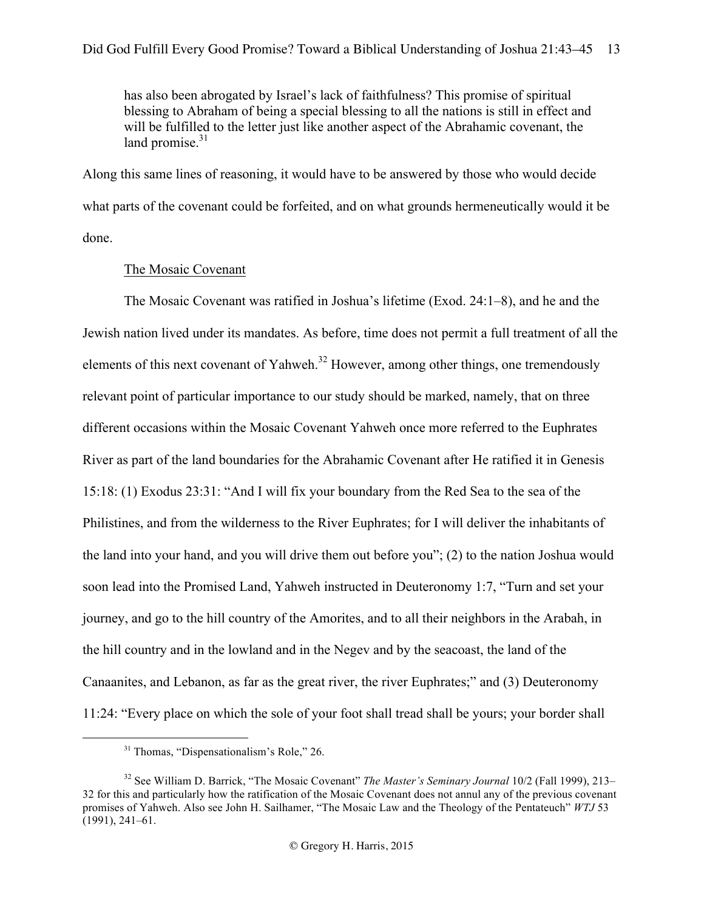> has also been abrogated by Israel's lack of faithfulness? This promise of spiritual blessing to Abraham of being a special blessing to all the nations is still in effect and will be fulfilled to the letter just like another aspect of the Abrahamic covenant, the land promise.[31]

Along this same lines of reasoning, it would have to be answered by those who would decide what parts of the covenant could be forfeited, and on what grounds hermeneutically would it be done.

<u>The Mosaic Covenant</u>

The Mosaic Covenant was ratified in Joshua's lifetime (Exod. 24:1–8), and he and the Jewish nation lived under its mandates. As before, time does not permit a full treatment of all the elements of this next covenant of Yahweh.[32] However, among other things, one tremendously relevant point of particular importance to our study should be marked, namely, that on three different occasions within the Mosaic Covenant Yahweh once more referred to the Euphrates River as part of the land boundaries for the Abrahamic Covenant after He ratified it in Genesis 15:18: (1) Exodus 23:31: "And I will fix your boundary from the Red Sea to the sea of the Philistines, and from the wilderness to the River Euphrates; for I will deliver the inhabitants of the land into your hand, and you will drive them out before you"; (2) to the nation Joshua would soon lead into the Promised Land, Yahweh instructed in Deuteronomy 1:7, "Turn and set your journey, and go to the hill country of the Amorites, and to all their neighbors in the Arabah, in the hill country and in the lowland and in the Negev and by the seacoast, the land of the Canaanites, and Lebanon, as far as the great river, the river Euphrates;" and (3) Deuteronomy 11:24: "Every place on which the sole of your foot shall tread shall be yours; your border shall

---

[31] Thomas, "Dispensationalism's Role," 26.

[32] See William D. Barrick, "The Mosaic Covenant" *The Master's Seminary Journal* 10/2 (Fall 1999), 213–32 for this and particularly how the ratification of the Mosaic Covenant does not annul any of the previous covenant promises of Yahweh. Also see John H. Sailhamer, "The Mosaic Law and the Theology of the Pentateuch" *WTJ* 53 (1991), 241–61.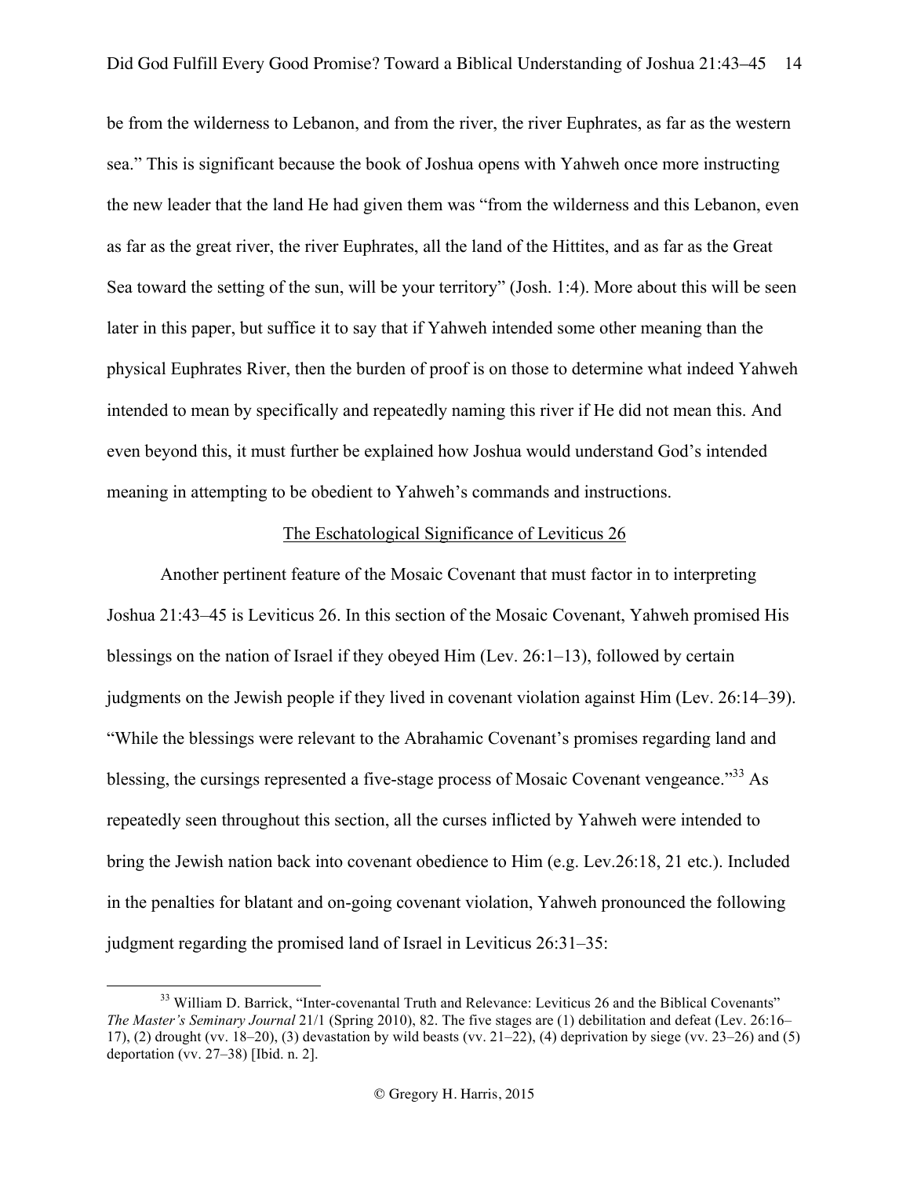be from the wilderness to Lebanon, and from the river, the river Euphrates, as far as the western sea." This is significant because the book of Joshua opens with Yahweh once more instructing the new leader that the land He had given them was "from the wilderness and this Lebanon, even as far as the great river, the river Euphrates, all the land of the Hittites, and as far as the Great Sea toward the setting of the sun, will be your territory" (Josh. 1:4). More about this will be seen later in this paper, but suffice it to say that if Yahweh intended some other meaning than the physical Euphrates River, then the burden of proof is on those to determine what indeed Yahweh intended to mean by specifically and repeatedly naming this river if He did not mean this. And even beyond this, it must further be explained how Joshua would understand God's intended meaning in attempting to be obedient to Yahweh's commands and instructions.

## The Eschatological Significance of Leviticus 26

Another pertinent feature of the Mosaic Covenant that must factor in to interpreting Joshua 21:43–45 is Leviticus 26. In this section of the Mosaic Covenant, Yahweh promised His blessings on the nation of Israel if they obeyed Him (Lev. 26:1–13), followed by certain judgments on the Jewish people if they lived in covenant violation against Him (Lev. 26:14–39). "While the blessings were relevant to the Abrahamic Covenant's promises regarding land and blessing, the cursings represented a five-stage process of Mosaic Covenant vengeance."[33] As repeatedly seen throughout this section, all the curses inflicted by Yahweh were intended to bring the Jewish nation back into covenant obedience to Him (e.g. Lev.26:18, 21 etc.). Included in the penalties for blatant and on-going covenant violation, Yahweh pronounced the following judgment regarding the promised land of Israel in Leviticus 26:31–35:

---

[33] William D. Barrick, "Inter-covenantal Truth and Relevance: Leviticus 26 and the Biblical Covenants" *The Master's Seminary Journal* 21/1 (Spring 2010), 82. The five stages are (1) debilitation and defeat (Lev. 26:16–17), (2) drought (vv. 18–20), (3) devastation by wild beasts (vv. 21–22), (4) deprivation by siege (vv. 23–26) and (5) deportation (vv. 27–38) [Ibid. n. 2].

© Gregory H. Harris, 2015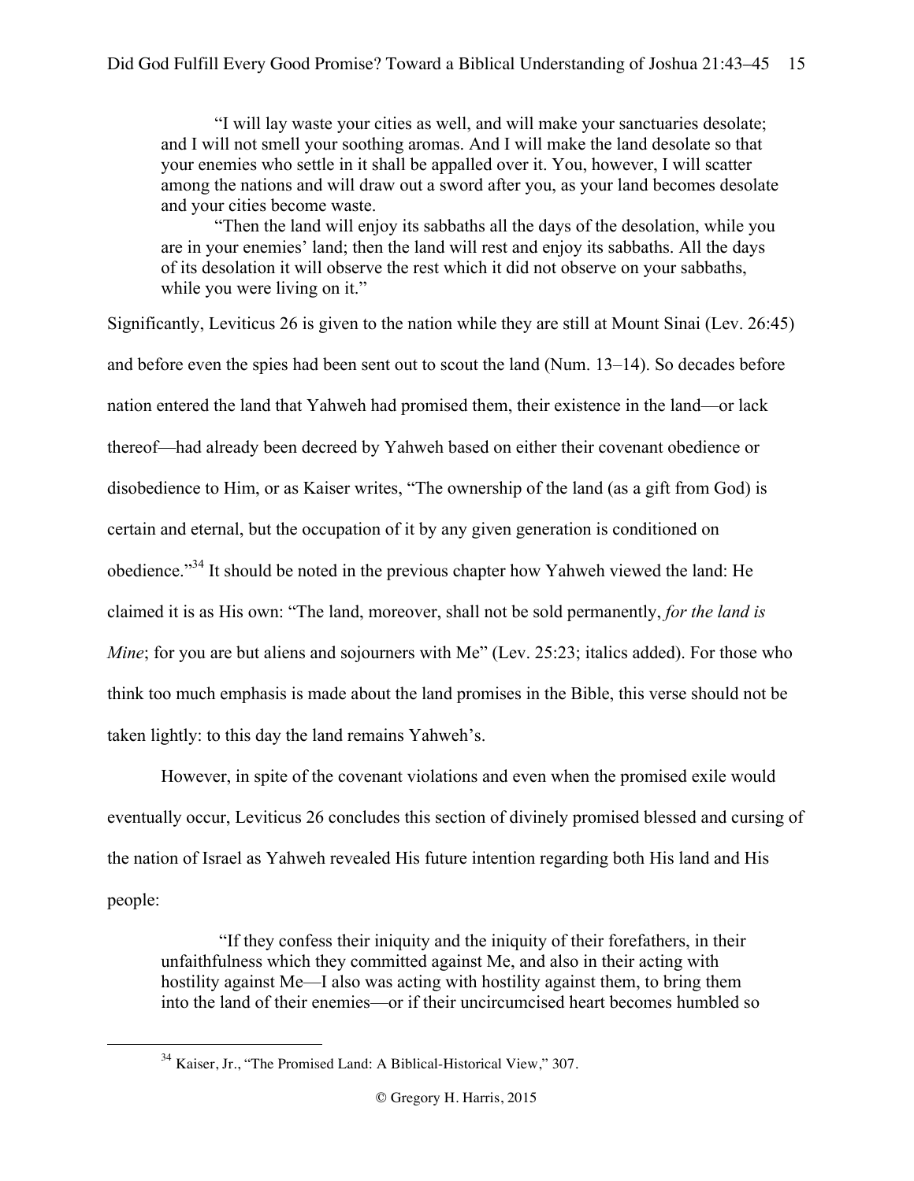> "I will lay waste your cities as well, and will make your sanctuaries desolate; and I will not smell your soothing aromas. And I will make the land desolate so that your enemies who settle in it shall be appalled over it. You, however, I will scatter among the nations and will draw out a sword after you, as your land becomes desolate and your cities become waste.
>
> "Then the land will enjoy its sabbaths all the days of the desolation, while you are in your enemies' land; then the land will rest and enjoy its sabbaths. All the days of its desolation it will observe the rest which it did not observe on your sabbaths, while you were living on it."

Significantly, Leviticus 26 is given to the nation while they are still at Mount Sinai (Lev. 26:45) and before even the spies had been sent out to scout the land (Num. 13–14). So decades before nation entered the land that Yahweh had promised them, their existence in the land—or lack thereof—had already been decreed by Yahweh based on either their covenant obedience or disobedience to Him, or as Kaiser writes, "The ownership of the land (as a gift from God) is certain and eternal, but the occupation of it by any given generation is conditioned on obedience."[34] It should be noted in the previous chapter how Yahweh viewed the land: He claimed it is as His own: "The land, moreover, shall not be sold permanently, *for the land is Mine*; for you are but aliens and sojourners with Me" (Lev. 25:23; italics added). For those who think too much emphasis is made about the land promises in the Bible, this verse should not be taken lightly: to this day the land remains Yahweh's.

However, in spite of the covenant violations and even when the promised exile would eventually occur, Leviticus 26 concludes this section of divinely promised blessed and cursing of the nation of Israel as Yahweh revealed His future intention regarding both His land and His people:

> "If they confess their iniquity and the iniquity of their forefathers, in their unfaithfulness which they committed against Me, and also in their acting with hostility against Me—I also was acting with hostility against them, to bring them into the land of their enemies—or if their uncircumcised heart becomes humbled so

---

[34] Kaiser, Jr., "The Promised Land: A Biblical-Historical View," 307.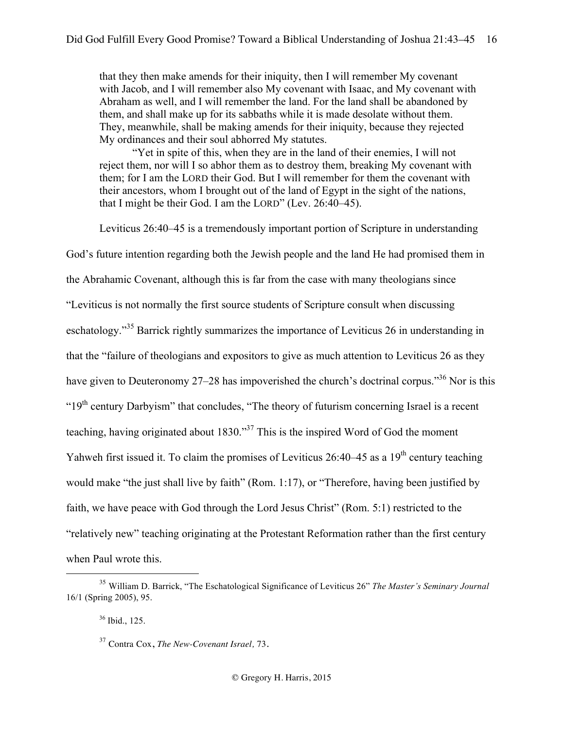> that they then make amends for their iniquity, then I will remember My covenant with Jacob, and I will remember also My covenant with Isaac, and My covenant with Abraham as well, and I will remember the land. For the land shall be abandoned by them, and shall make up for its sabbaths while it is made desolate without them. They, meanwhile, shall be making amends for their iniquity, because they rejected My ordinances and their soul abhorred My statutes.
>
> "Yet in spite of this, when they are in the land of their enemies, I will not reject them, nor will I so abhor them as to destroy them, breaking My covenant with them; for I am the LORD their God. But I will remember for them the covenant with their ancestors, whom I brought out of the land of Egypt in the sight of the nations, that I might be their God. I am the LORD" (Lev. 26:40–45).

Leviticus 26:40–45 is a tremendously important portion of Scripture in understanding God's future intention regarding both the Jewish people and the land He had promised them in the Abrahamic Covenant, although this is far from the case with many theologians since "Leviticus is not normally the first source students of Scripture consult when discussing eschatology."[35] Barrick rightly summarizes the importance of Leviticus 26 in understanding in that the "failure of theologians and expositors to give as much attention to Leviticus 26 as they have given to Deuteronomy 27–28 has impoverished the church's doctrinal corpus."[36] Nor is this "19th century Darbyism" that concludes, "The theory of futurism concerning Israel is a recent teaching, having originated about 1830."[37] This is the inspired Word of God the moment Yahweh first issued it. To claim the promises of Leviticus 26:40–45 as a 19th century teaching would make "the just shall live by faith" (Rom. 1:17), or "Therefore, having been justified by faith, we have peace with God through the Lord Jesus Christ" (Rom. 5:1) restricted to the "relatively new" teaching originating at the Protestant Reformation rather than the first century when Paul wrote this.

---

[35] William D. Barrick, "The Eschatological Significance of Leviticus 26" *The Master's Seminary Journal* 16/1 (Spring 2005), 95.

[36] Ibid., 125.

[37] Contra Cox, *The New-Covenant Israel,* 73.

© Gregory H. Harris, 2015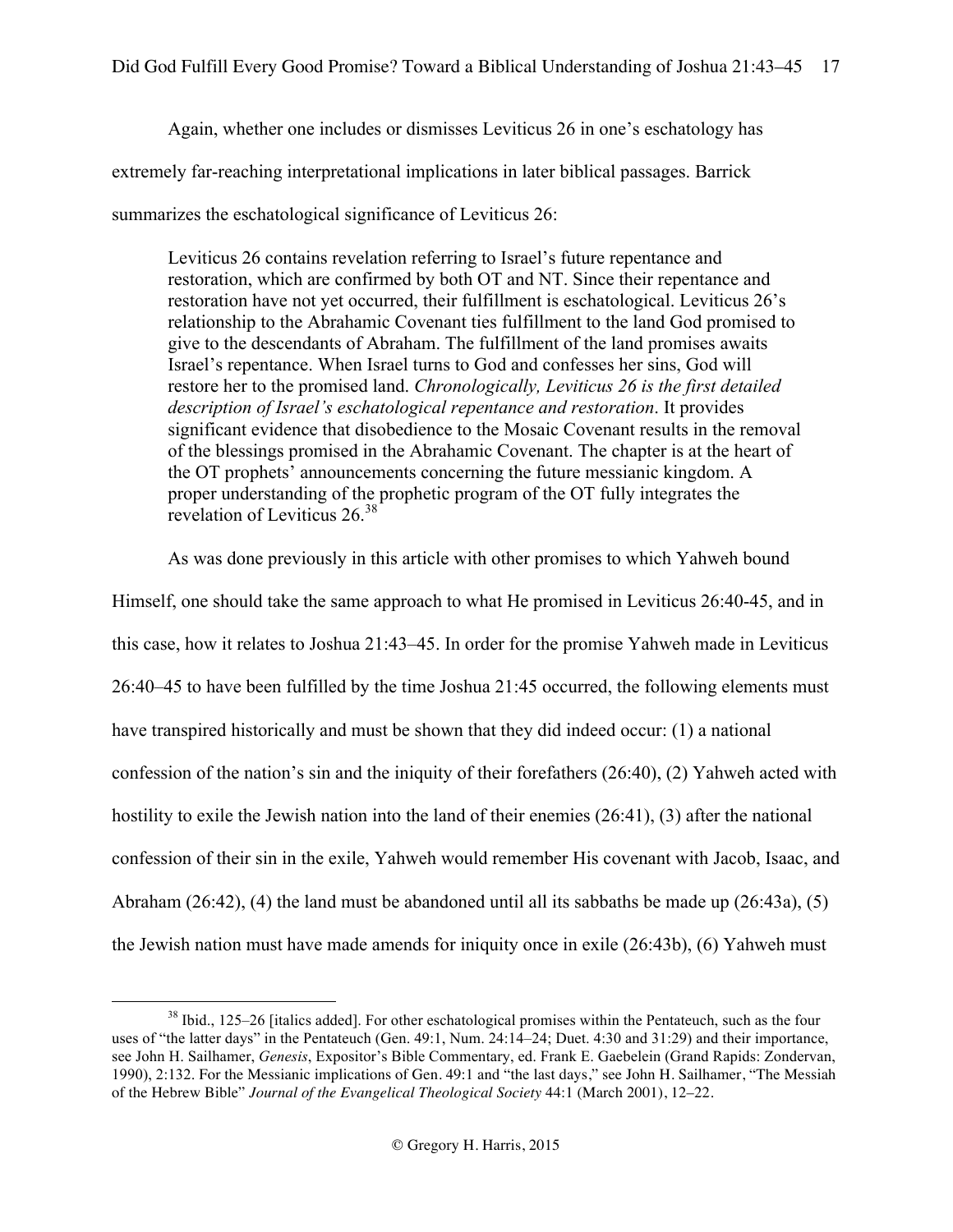Again, whether one includes or dismisses Leviticus 26 in one's eschatology has extremely far-reaching interpretational implications in later biblical passages. Barrick summarizes the eschatological significance of Leviticus 26:

> Leviticus 26 contains revelation referring to Israel's future repentance and restoration, which are confirmed by both OT and NT. Since their repentance and restoration have not yet occurred, their fulfillment is eschatological. Leviticus 26's relationship to the Abrahamic Covenant ties fulfillment to the land God promised to give to the descendants of Abraham. The fulfillment of the land promises awaits Israel's repentance. When Israel turns to God and confesses her sins, God will restore her to the promised land. *Chronologically, Leviticus 26 is the first detailed description of Israel's eschatological repentance and restoration*. It provides significant evidence that disobedience to the Mosaic Covenant results in the removal of the blessings promised in the Abrahamic Covenant. The chapter is at the heart of the OT prophets' announcements concerning the future messianic kingdom. A proper understanding of the prophetic program of the OT fully integrates the revelation of Leviticus 26.[38]

As was done previously in this article with other promises to which Yahweh bound Himself, one should take the same approach to what He promised in Leviticus 26:40-45, and in this case, how it relates to Joshua 21:43–45. In order for the promise Yahweh made in Leviticus 26:40–45 to have been fulfilled by the time Joshua 21:45 occurred, the following elements must have transpired historically and must be shown that they did indeed occur: (1) a national confession of the nation's sin and the iniquity of their forefathers (26:40), (2) Yahweh acted with hostility to exile the Jewish nation into the land of their enemies (26:41), (3) after the national confession of their sin in the exile, Yahweh would remember His covenant with Jacob, Isaac, and Abraham (26:42), (4) the land must be abandoned until all its sabbaths be made up (26:43a), (5) the Jewish nation must have made amends for iniquity once in exile (26:43b), (6) Yahweh must

---

[38] Ibid., 125–26 [italics added]. For other eschatological promises within the Pentateuch, such as the four uses of "the latter days" in the Pentateuch (Gen. 49:1, Num. 24:14–24; Duet. 4:30 and 31:29) and their importance, see John H. Sailhamer, *Genesis*, Expositor's Bible Commentary, ed. Frank E. Gaebelein (Grand Rapids: Zondervan, 1990), 2:132. For the Messianic implications of Gen. 49:1 and "the last days," see John H. Sailhamer, "The Messiah of the Hebrew Bible" *Journal of the Evangelical Theological Society* 44:1 (March 2001), 12–22.

© Gregory H. Harris, 2015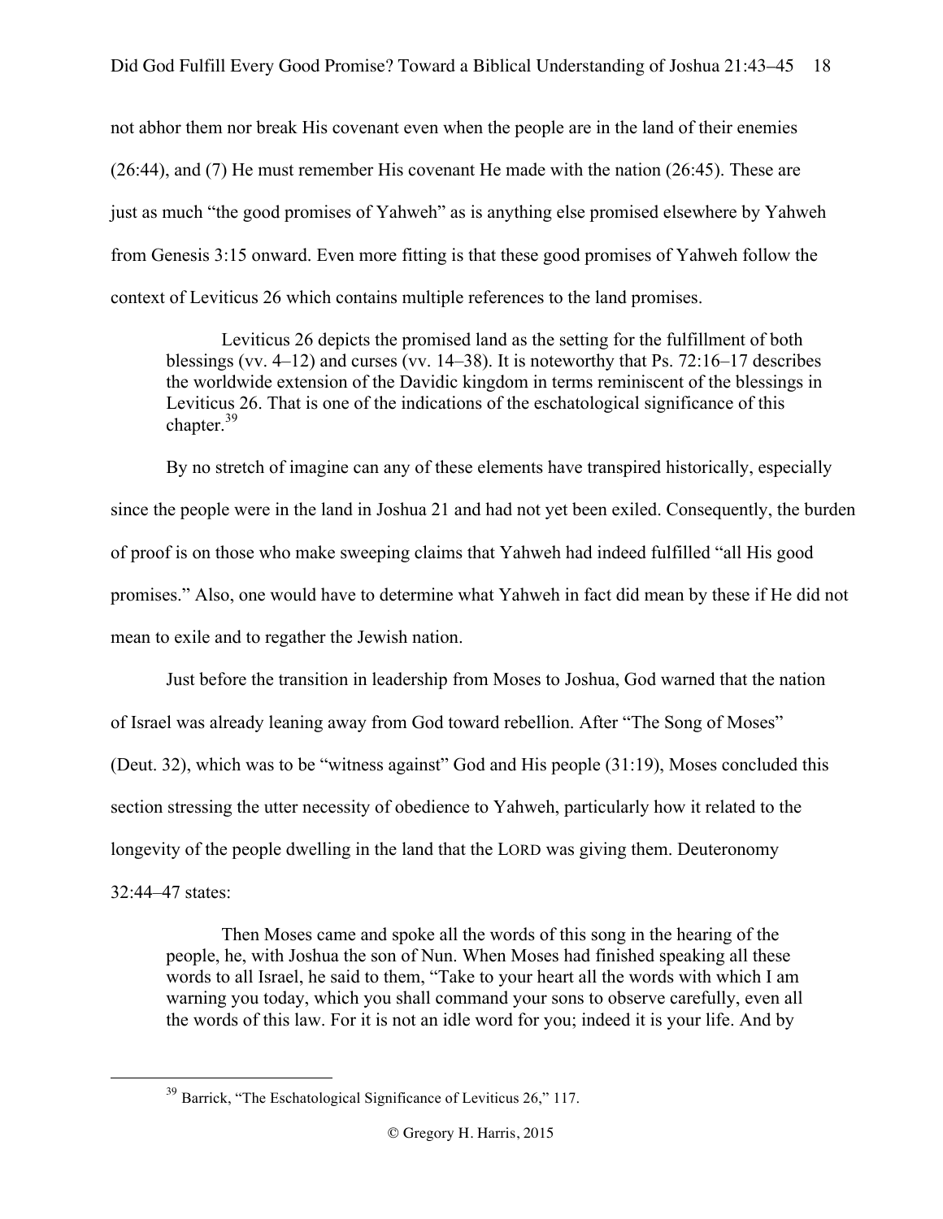not abhor them nor break His covenant even when the people are in the land of their enemies (26:44), and (7) He must remember His covenant He made with the nation (26:45). These are just as much "the good promises of Yahweh" as is anything else promised elsewhere by Yahweh from Genesis 3:15 onward. Even more fitting is that these good promises of Yahweh follow the context of Leviticus 26 which contains multiple references to the land promises.

> Leviticus 26 depicts the promised land as the setting for the fulfillment of both blessings (vv. 4–12) and curses (vv. 14–38). It is noteworthy that Ps. 72:16–17 describes the worldwide extension of the Davidic kingdom in terms reminiscent of the blessings in Leviticus 26. That is one of the indications of the eschatological significance of this chapter.[39]

By no stretch of imagine can any of these elements have transpired historically, especially since the people were in the land in Joshua 21 and had not yet been exiled. Consequently, the burden of proof is on those who make sweeping claims that Yahweh had indeed fulfilled "all His good promises." Also, one would have to determine what Yahweh in fact did mean by these if He did not mean to exile and to regather the Jewish nation.

Just before the transition in leadership from Moses to Joshua, God warned that the nation of Israel was already leaning away from God toward rebellion. After "The Song of Moses" (Deut. 32), which was to be "witness against" God and His people (31:19), Moses concluded this section stressing the utter necessity of obedience to Yahweh, particularly how it related to the longevity of the people dwelling in the land that the LORD was giving them. Deuteronomy 32:44–47 states:

> Then Moses came and spoke all the words of this song in the hearing of the people, he, with Joshua the son of Nun. When Moses had finished speaking all these words to all Israel, he said to them, "Take to your heart all the words with which I am warning you today, which you shall command your sons to observe carefully, even all the words of this law. For it is not an idle word for you; indeed it is your life. And by

[39] Barrick, "The Eschatological Significance of Leviticus 26," 117.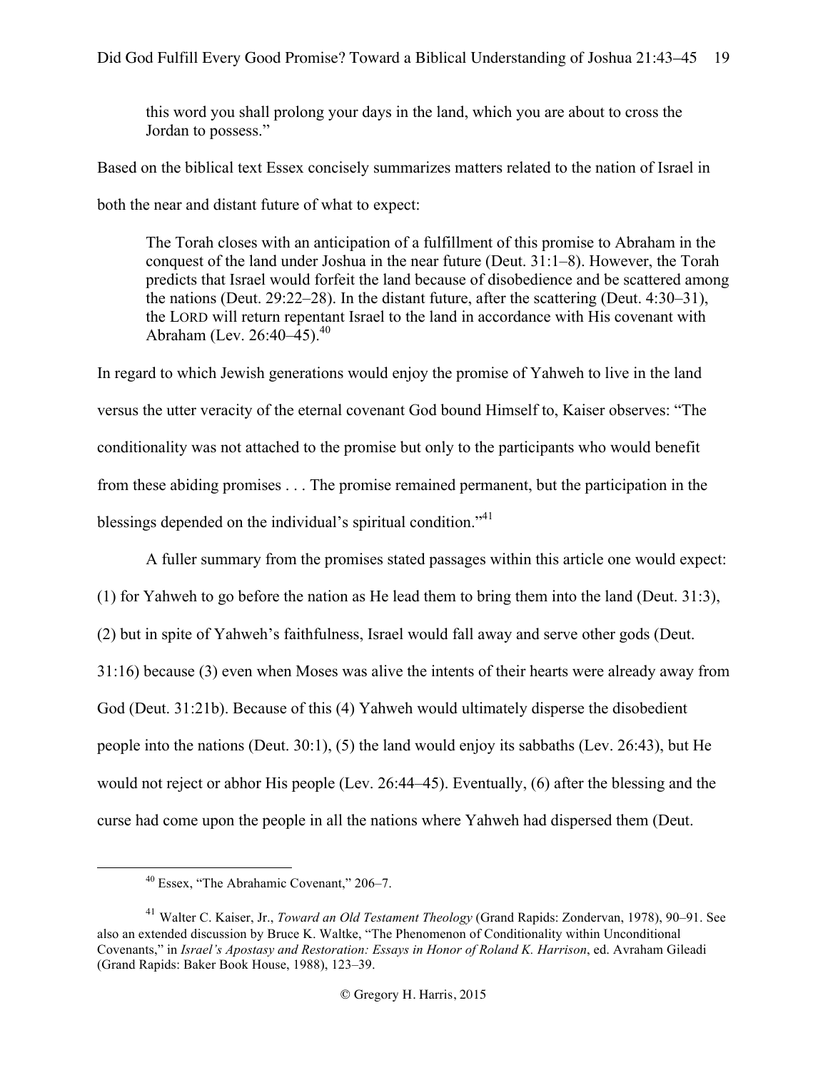> this word you shall prolong your days in the land, which you are about to cross the Jordan to possess."

Based on the biblical text Essex concisely summarizes matters related to the nation of Israel in both the near and distant future of what to expect:

> The Torah closes with an anticipation of a fulfillment of this promise to Abraham in the conquest of the land under Joshua in the near future (Deut. 31:1–8). However, the Torah predicts that Israel would forfeit the land because of disobedience and be scattered among the nations (Deut. 29:22–28). In the distant future, after the scattering (Deut. 4:30–31), the LORD will return repentant Israel to the land in accordance with His covenant with Abraham (Lev. 26:40–45).[40]

In regard to which Jewish generations would enjoy the promise of Yahweh to live in the land versus the utter veracity of the eternal covenant God bound Himself to, Kaiser observes: "The conditionality was not attached to the promise but only to the participants who would benefit from these abiding promises . . . The promise remained permanent, but the participation in the blessings depended on the individual's spiritual condition."[41]

A fuller summary from the promises stated passages within this article one would expect: (1) for Yahweh to go before the nation as He lead them to bring them into the land (Deut. 31:3), (2) but in spite of Yahweh's faithfulness, Israel would fall away and serve other gods (Deut. 31:16) because (3) even when Moses was alive the intents of their hearts were already away from God (Deut. 31:21b). Because of this (4) Yahweh would ultimately disperse the disobedient people into the nations (Deut. 30:1), (5) the land would enjoy its sabbaths (Lev. 26:43), but He would not reject or abhor His people (Lev. 26:44–45). Eventually, (6) after the blessing and the curse had come upon the people in all the nations where Yahweh had dispersed them (Deut.

---

[40] Essex, "The Abrahamic Covenant," 206–7.

[41] Walter C. Kaiser, Jr., *Toward an Old Testament Theology* (Grand Rapids: Zondervan, 1978), 90–91. See also an extended discussion by Bruce K. Waltke, "The Phenomenon of Conditionality within Unconditional Covenants," in *Israel's Apostasy and Restoration: Essays in Honor of Roland K. Harrison*, ed. Avraham Gileadi (Grand Rapids: Baker Book House, 1988), 123–39.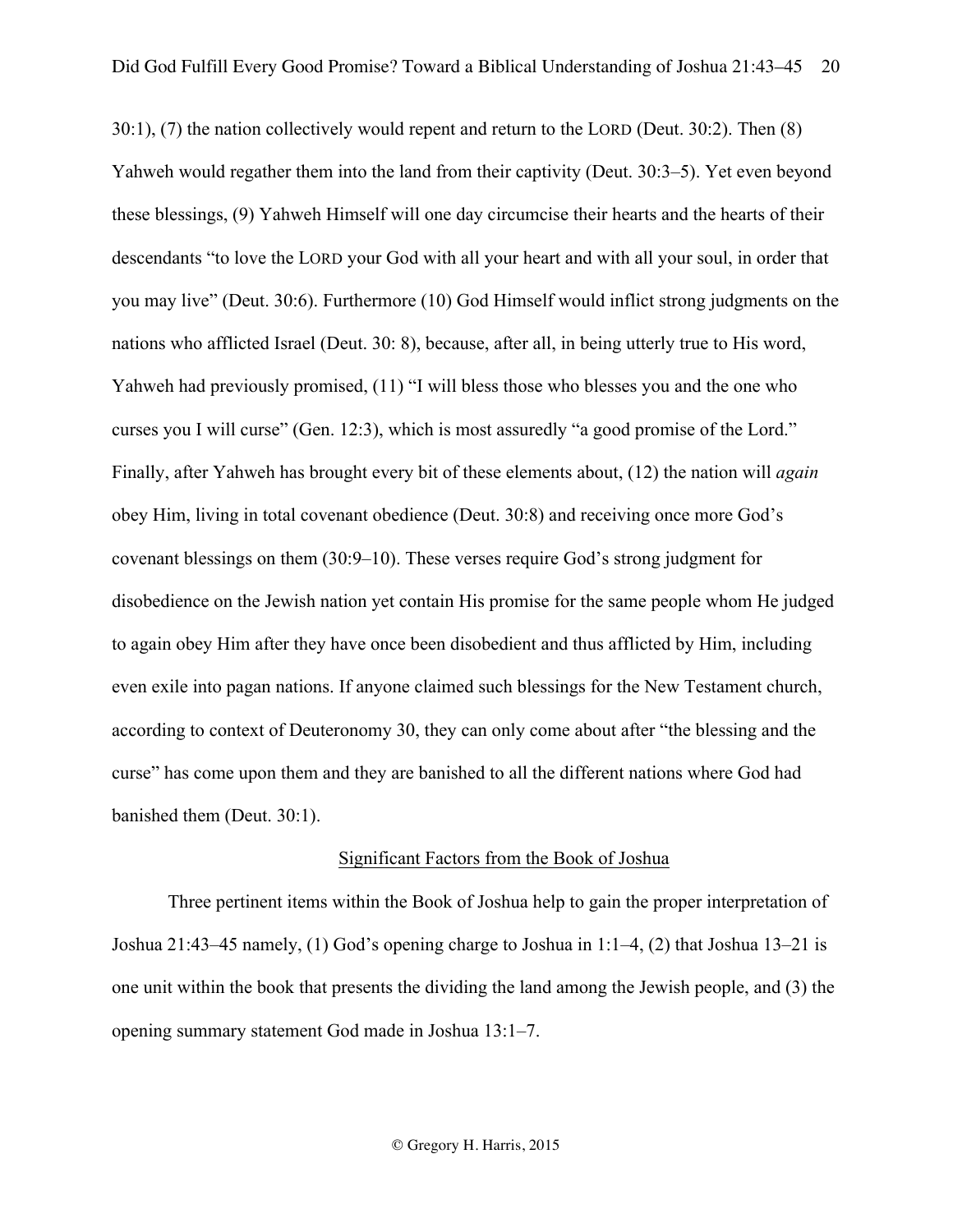30:1), (7) the nation collectively would repent and return to the LORD (Deut. 30:2). Then (8) Yahweh would regather them into the land from their captivity (Deut. 30:3–5). Yet even beyond these blessings, (9) Yahweh Himself will one day circumcise their hearts and the hearts of their descendants "to love the LORD your God with all your heart and with all your soul, in order that you may live" (Deut. 30:6). Furthermore (10) God Himself would inflict strong judgments on the nations who afflicted Israel (Deut. 30: 8), because, after all, in being utterly true to His word, Yahweh had previously promised, (11) "I will bless those who blesses you and the one who curses you I will curse" (Gen. 12:3), which is most assuredly "a good promise of the Lord." Finally, after Yahweh has brought every bit of these elements about, (12) the nation will *again* obey Him, living in total covenant obedience (Deut. 30:8) and receiving once more God's covenant blessings on them (30:9–10). These verses require God's strong judgment for disobedience on the Jewish nation yet contain His promise for the same people whom He judged to again obey Him after they have once been disobedient and thus afflicted by Him, including even exile into pagan nations. If anyone claimed such blessings for the New Testament church, according to context of Deuteronomy 30, they can only come about after "the blessing and the curse" has come upon them and they are banished to all the different nations where God had banished them (Deut. 30:1).

## Significant Factors from the Book of Joshua

Three pertinent items within the Book of Joshua help to gain the proper interpretation of Joshua 21:43–45 namely, (1) God's opening charge to Joshua in 1:1–4, (2) that Joshua 13–21 is one unit within the book that presents the dividing the land among the Jewish people, and (3) the opening summary statement God made in Joshua 13:1–7.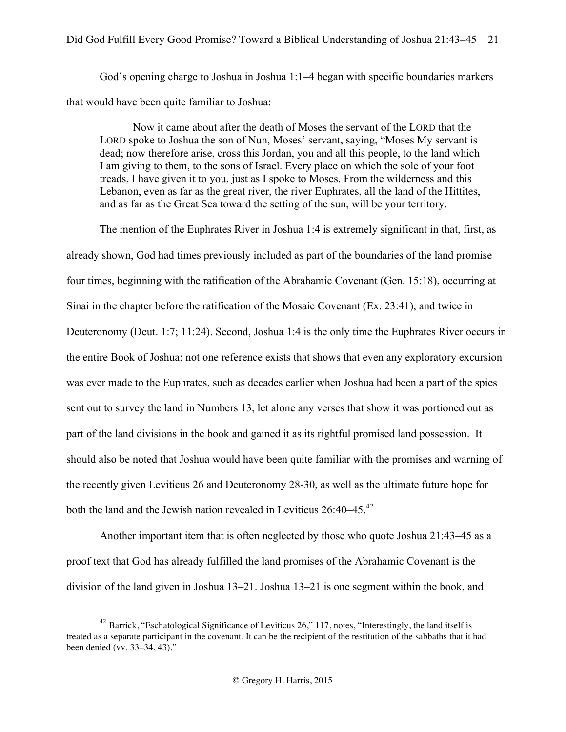God's opening charge to Joshua in Joshua 1:1–4 began with specific boundaries markers that would have been quite familiar to Joshua:

> Now it came about after the death of Moses the servant of the LORD that the LORD spoke to Joshua the son of Nun, Moses' servant, saying, "Moses My servant is dead; now therefore arise, cross this Jordan, you and all this people, to the land which I am giving to them, to the sons of Israel. Every place on which the sole of your foot treads, I have given it to you, just as I spoke to Moses. From the wilderness and this Lebanon, even as far as the great river, the river Euphrates, all the land of the Hittites, and as far as the Great Sea toward the setting of the sun, will be your territory.

The mention of the Euphrates River in Joshua 1:4 is extremely significant in that, first, as already shown, God had times previously included as part of the boundaries of the land promise four times, beginning with the ratification of the Abrahamic Covenant (Gen. 15:18), occurring at Sinai in the chapter before the ratification of the Mosaic Covenant (Ex. 23:41), and twice in Deuteronomy (Deut. 1:7; 11:24). Second, Joshua 1:4 is the only time the Euphrates River occurs in the entire Book of Joshua; not one reference exists that shows that even any exploratory excursion was ever made to the Euphrates, such as decades earlier when Joshua had been a part of the spies sent out to survey the land in Numbers 13, let alone any verses that show it was portioned out as part of the land divisions in the book and gained it as its rightful promised land possession. It should also be noted that Joshua would have been quite familiar with the promises and warning of the recently given Leviticus 26 and Deuteronomy 28-30, as well as the ultimate future hope for both the land and the Jewish nation revealed in Leviticus 26:40–45.[42]

Another important item that is often neglected by those who quote Joshua 21:43–45 as a proof text that God has already fulfilled the land promises of the Abrahamic Covenant is the division of the land given in Joshua 13–21. Joshua 13–21 is one segment within the book, and

---

[42] Barrick, "Eschatological Significance of Leviticus 26," 117, notes, "Interestingly, the land itself is treated as a separate participant in the covenant. It can be the recipient of the restitution of the sabbaths that it had been denied (vv. 33–34, 43)."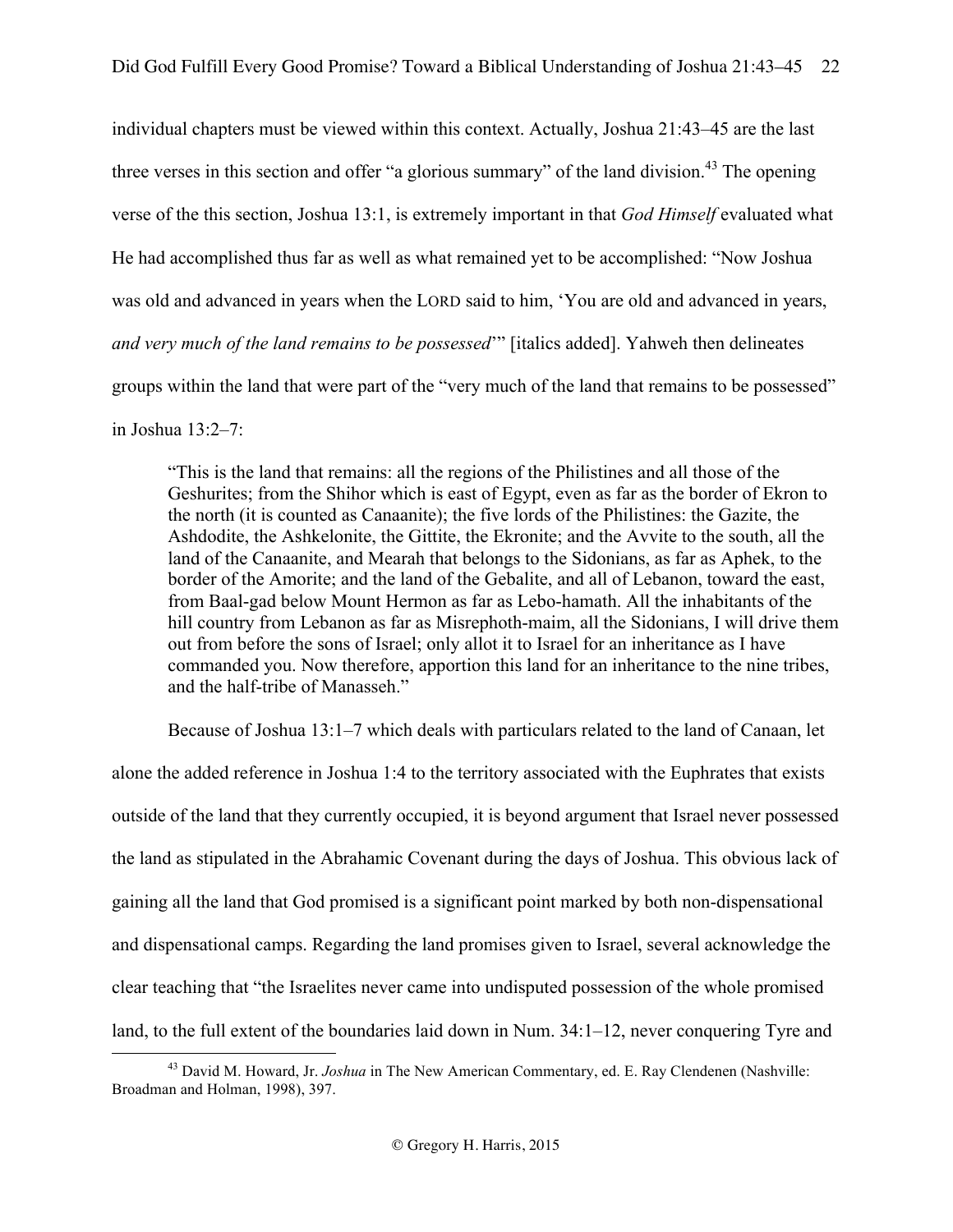individual chapters must be viewed within this context. Actually, Joshua 21:43–45 are the last three verses in this section and offer "a glorious summary" of the land division.[43] The opening verse of the this section, Joshua 13:1, is extremely important in that *God Himself* evaluated what He had accomplished thus far as well as what remained yet to be accomplished: "Now Joshua was old and advanced in years when the LORD said to him, 'You are old and advanced in years, *and very much of the land remains to be possessed*'" [italics added]. Yahweh then delineates groups within the land that were part of the "very much of the land that remains to be possessed" in Joshua 13:2–7:

> "This is the land that remains: all the regions of the Philistines and all those of the Geshurites; from the Shihor which is east of Egypt, even as far as the border of Ekron to the north (it is counted as Canaanite); the five lords of the Philistines: the Gazite, the Ashdodite, the Ashkelonite, the Gittite, the Ekronite; and the Avvite to the south, all the land of the Canaanite, and Mearah that belongs to the Sidonians, as far as Aphek, to the border of the Amorite; and the land of the Gebalite, and all of Lebanon, toward the east, from Baal-gad below Mount Hermon as far as Lebo-hamath. All the inhabitants of the hill country from Lebanon as far as Misrephoth-maim, all the Sidonians, I will drive them out from before the sons of Israel; only allot it to Israel for an inheritance as I have commanded you. Now therefore, apportion this land for an inheritance to the nine tribes, and the half-tribe of Manasseh."

Because of Joshua 13:1–7 which deals with particulars related to the land of Canaan, let alone the added reference in Joshua 1:4 to the territory associated with the Euphrates that exists outside of the land that they currently occupied, it is beyond argument that Israel never possessed the land as stipulated in the Abrahamic Covenant during the days of Joshua. This obvious lack of gaining all the land that God promised is a significant point marked by both non-dispensational and dispensational camps. Regarding the land promises given to Israel, several acknowledge the clear teaching that "the Israelites never came into undisputed possession of the whole promised land, to the full extent of the boundaries laid down in Num. 34:1–12, never conquering Tyre and

[43] David M. Howard, Jr. *Joshua* in The New American Commentary, ed. E. Ray Clendenen (Nashville: Broadman and Holman, 1998), 397.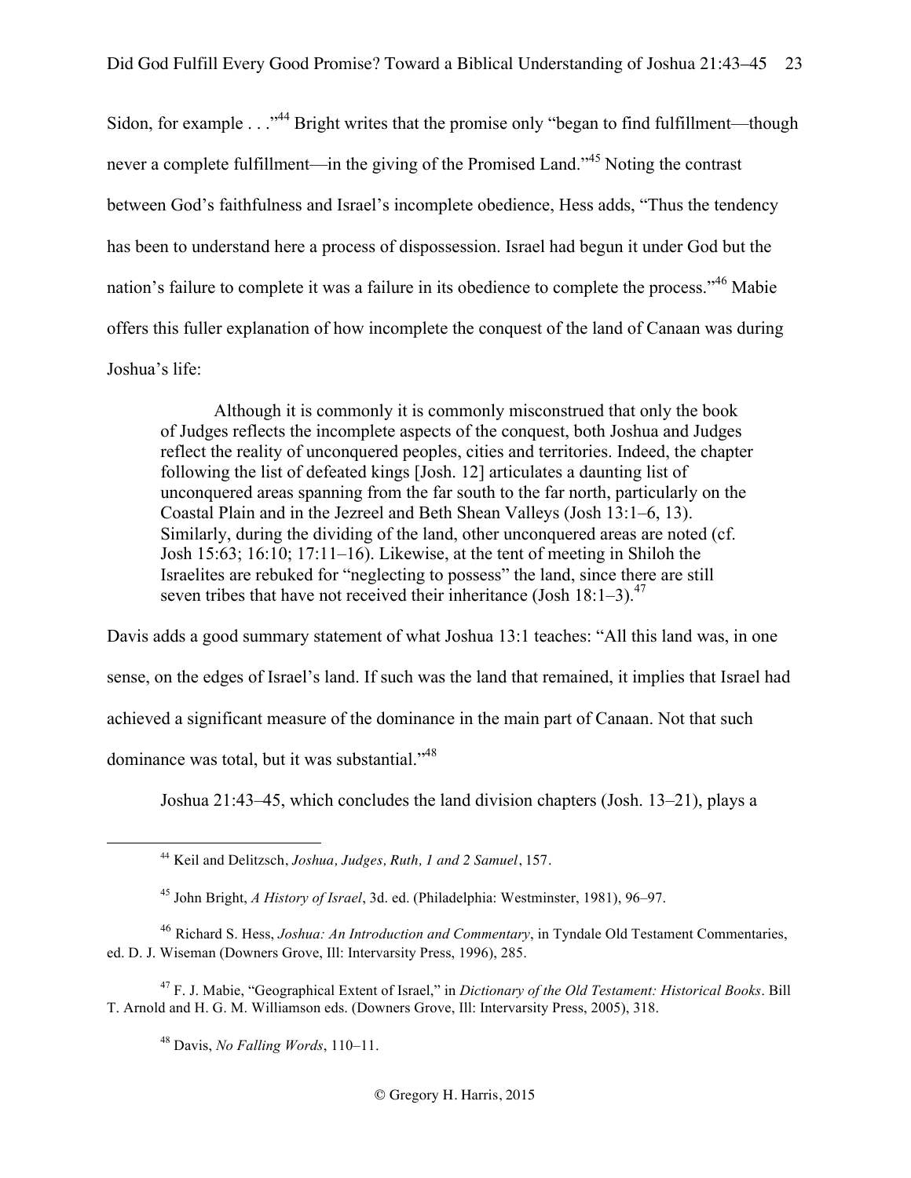Sidon, for example . . ."[44] Bright writes that the promise only "began to find fulfillment—though never a complete fulfillment—in the giving of the Promised Land."[45] Noting the contrast between God's faithfulness and Israel's incomplete obedience, Hess adds, "Thus the tendency has been to understand here a process of dispossession. Israel had begun it under God but the nation's failure to complete it was a failure in its obedience to complete the process."[46] Mabie offers this fuller explanation of how incomplete the conquest of the land of Canaan was during Joshua's life:

> Although it is commonly it is commonly misconstrued that only the book of Judges reflects the incomplete aspects of the conquest, both Joshua and Judges reflect the reality of unconquered peoples, cities and territories. Indeed, the chapter following the list of defeated kings [Josh. 12] articulates a daunting list of unconquered areas spanning from the far south to the far north, particularly on the Coastal Plain and in the Jezreel and Beth Shean Valleys (Josh 13:1–6, 13). Similarly, during the dividing of the land, other unconquered areas are noted (cf. Josh 15:63; 16:10; 17:11–16). Likewise, at the tent of meeting in Shiloh the Israelites are rebuked for "neglecting to possess" the land, since there are still seven tribes that have not received their inheritance (Josh 18:1–3).[47]

Davis adds a good summary statement of what Joshua 13:1 teaches: "All this land was, in one sense, on the edges of Israel's land. If such was the land that remained, it implies that Israel had achieved a significant measure of the dominance in the main part of Canaan. Not that such dominance was total, but it was substantial."[48]

Joshua 21:43–45, which concludes the land division chapters (Josh. 13–21), plays a

---

[44] Keil and Delitzsch, *Joshua, Judges, Ruth, 1 and 2 Samuel*, 157.

[45] John Bright, *A History of Israel*, 3d. ed. (Philadelphia: Westminster, 1981), 96–97.

[46] Richard S. Hess, *Joshua: An Introduction and Commentary*, in Tyndale Old Testament Commentaries, ed. D. J. Wiseman (Downers Grove, Ill: Intervarsity Press, 1996), 285.

[47] F. J. Mabie, "Geographical Extent of Israel," in *Dictionary of the Old Testament: Historical Books*. Bill T. Arnold and H. G. M. Williamson eds. (Downers Grove, Ill: Intervarsity Press, 2005), 318.

[48] Davis, *No Falling Words*, 110–11.

© Gregory H. Harris, 2015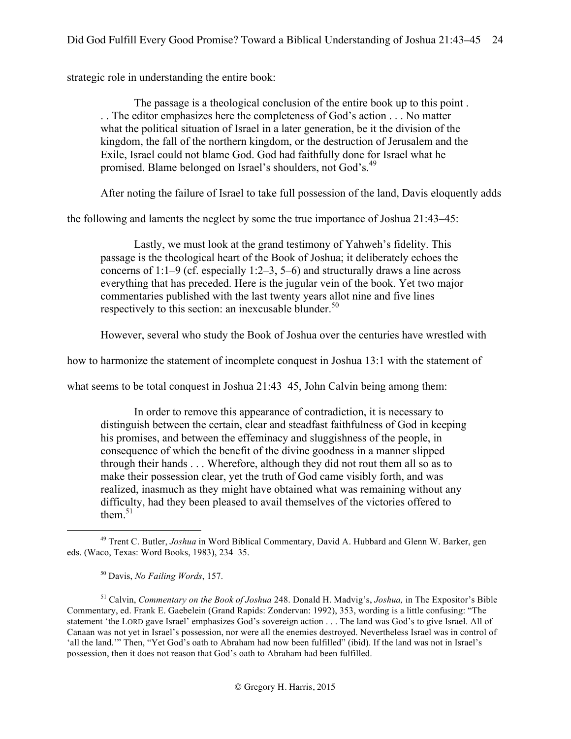strategic role in understanding the entire book:

> The passage is a theological conclusion of the entire book up to this point . . . The editor emphasizes here the completeness of God's action . . . No matter what the political situation of Israel in a later generation, be it the division of the kingdom, the fall of the northern kingdom, or the destruction of Jerusalem and the Exile, Israel could not blame God. God had faithfully done for Israel what he promised. Blame belonged on Israel's shoulders, not God's.[49]

After noting the failure of Israel to take full possession of the land, Davis eloquently adds the following and laments the neglect by some the true importance of Joshua 21:43–45:

> Lastly, we must look at the grand testimony of Yahweh's fidelity. This passage is the theological heart of the Book of Joshua; it deliberately echoes the concerns of 1:1–9 (cf. especially 1:2–3, 5–6) and structurally draws a line across everything that has preceded. Here is the jugular vein of the book. Yet two major commentaries published with the last twenty years allot nine and five lines respectively to this section: an inexcusable blunder.[50]

However, several who study the Book of Joshua over the centuries have wrestled with how to harmonize the statement of incomplete conquest in Joshua 13:1 with the statement of what seems to be total conquest in Joshua 21:43–45, John Calvin being among them:

> In order to remove this appearance of contradiction, it is necessary to distinguish between the certain, clear and steadfast faithfulness of God in keeping his promises, and between the effeminacy and sluggishness of the people, in consequence of which the benefit of the divine goodness in a manner slipped through their hands . . . Wherefore, although they did not rout them all so as to make their possession clear, yet the truth of God came visibly forth, and was realized, inasmuch as they might have obtained what was remaining without any difficulty, had they been pleased to avail themselves of the victories offered to them.[51]

---

[49] Trent C. Butler, *Joshua* in Word Biblical Commentary, David A. Hubbard and Glenn W. Barker, gen eds. (Waco, Texas: Word Books, 1983), 234–35.

[50] Davis, *No Failing Words*, 157.

[51] Calvin, *Commentary on the Book of Joshua* 248. Donald H. Madvig's, *Joshua,* in The Expositor's Bible Commentary, ed. Frank E. Gaebelein (Grand Rapids: Zondervan: 1992), 353, wording is a little confusing: "The statement 'the LORD gave Israel' emphasizes God's sovereign action . . . The land was God's to give Israel. All of Canaan was not yet in Israel's possession, nor were all the enemies destroyed. Nevertheless Israel was in control of 'all the land.'" Then, "Yet God's oath to Abraham had now been fulfilled" (ibid). If the land was not in Israel's possession, then it does not reason that God's oath to Abraham had been fulfilled.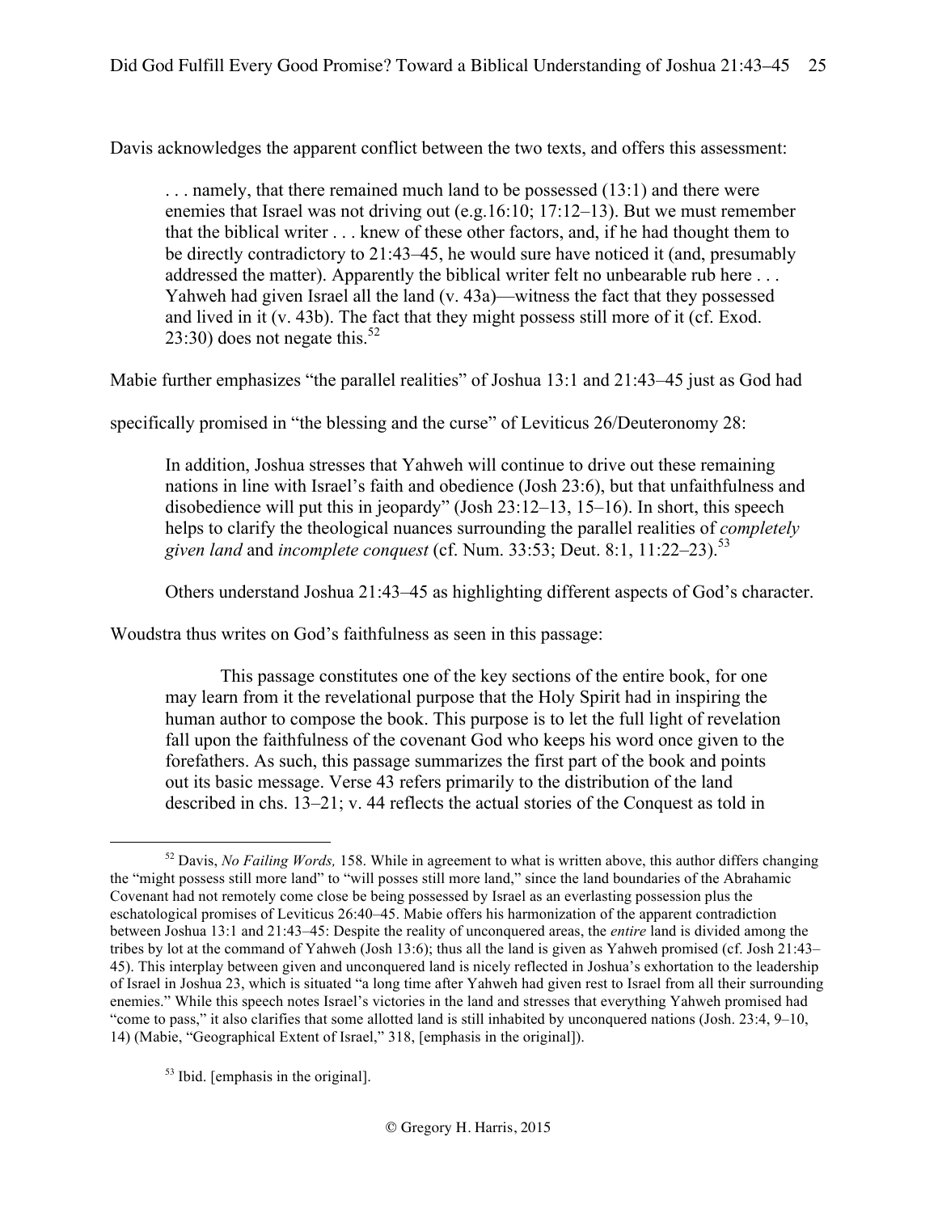Davis acknowledges the apparent conflict between the two texts, and offers this assessment:

> . . . namely, that there remained much land to be possessed (13:1) and there were enemies that Israel was not driving out (e.g.16:10; 17:12–13). But we must remember that the biblical writer . . . knew of these other factors, and, if he had thought them to be directly contradictory to 21:43–45, he would sure have noticed it (and, presumably addressed the matter). Apparently the biblical writer felt no unbearable rub here . . . Yahweh had given Israel all the land (v. 43a)—witness the fact that they possessed and lived in it (v. 43b). The fact that they might possess still more of it (cf. Exod. 23:30) does not negate this.[52]

Mabie further emphasizes "the parallel realities" of Joshua 13:1 and 21:43–45 just as God had specifically promised in "the blessing and the curse" of Leviticus 26/Deuteronomy 28:

> In addition, Joshua stresses that Yahweh will continue to drive out these remaining nations in line with Israel's faith and obedience (Josh 23:6), but that unfaithfulness and disobedience will put this in jeopardy" (Josh 23:12–13, 15–16). In short, this speech helps to clarify the theological nuances surrounding the parallel realities of *completely given land* and *incomplete conquest* (cf. Num. 33:53; Deut. 8:1, 11:22–23).[53]

Others understand Joshua 21:43–45 as highlighting different aspects of God's character. Woudstra thus writes on God's faithfulness as seen in this passage:

> This passage constitutes one of the key sections of the entire book, for one may learn from it the revelational purpose that the Holy Spirit had in inspiring the human author to compose the book. This purpose is to let the full light of revelation fall upon the faithfulness of the covenant God who keeps his word once given to the forefathers. As such, this passage summarizes the first part of the book and points out its basic message. Verse 43 refers primarily to the distribution of the land described in chs. 13–21; v. 44 reflects the actual stories of the Conquest as told in

---

[52] Davis, *No Failing Words,* 158. While in agreement to what is written above, this author differs changing the "might possess still more land" to "will posses still more land," since the land boundaries of the Abrahamic Covenant had not remotely come close be being possessed by Israel as an everlasting possession plus the eschatological promises of Leviticus 26:40–45. Mabie offers his harmonization of the apparent contradiction between Joshua 13:1 and 21:43–45: Despite the reality of unconquered areas, the *entire* land is divided among the tribes by lot at the command of Yahweh (Josh 13:6); thus all the land is given as Yahweh promised (cf. Josh 21:43–45). This interplay between given and unconquered land is nicely reflected in Joshua's exhortation to the leadership of Israel in Joshua 23, which is situated "a long time after Yahweh had given rest to Israel from all their surrounding enemies." While this speech notes Israel's victories in the land and stresses that everything Yahweh promised had "come to pass," it also clarifies that some allotted land is still inhabited by unconquered nations (Josh. 23:4, 9–10, 14) (Mabie, "Geographical Extent of Israel," 318, [emphasis in the original]).

[53] Ibid. [emphasis in the original].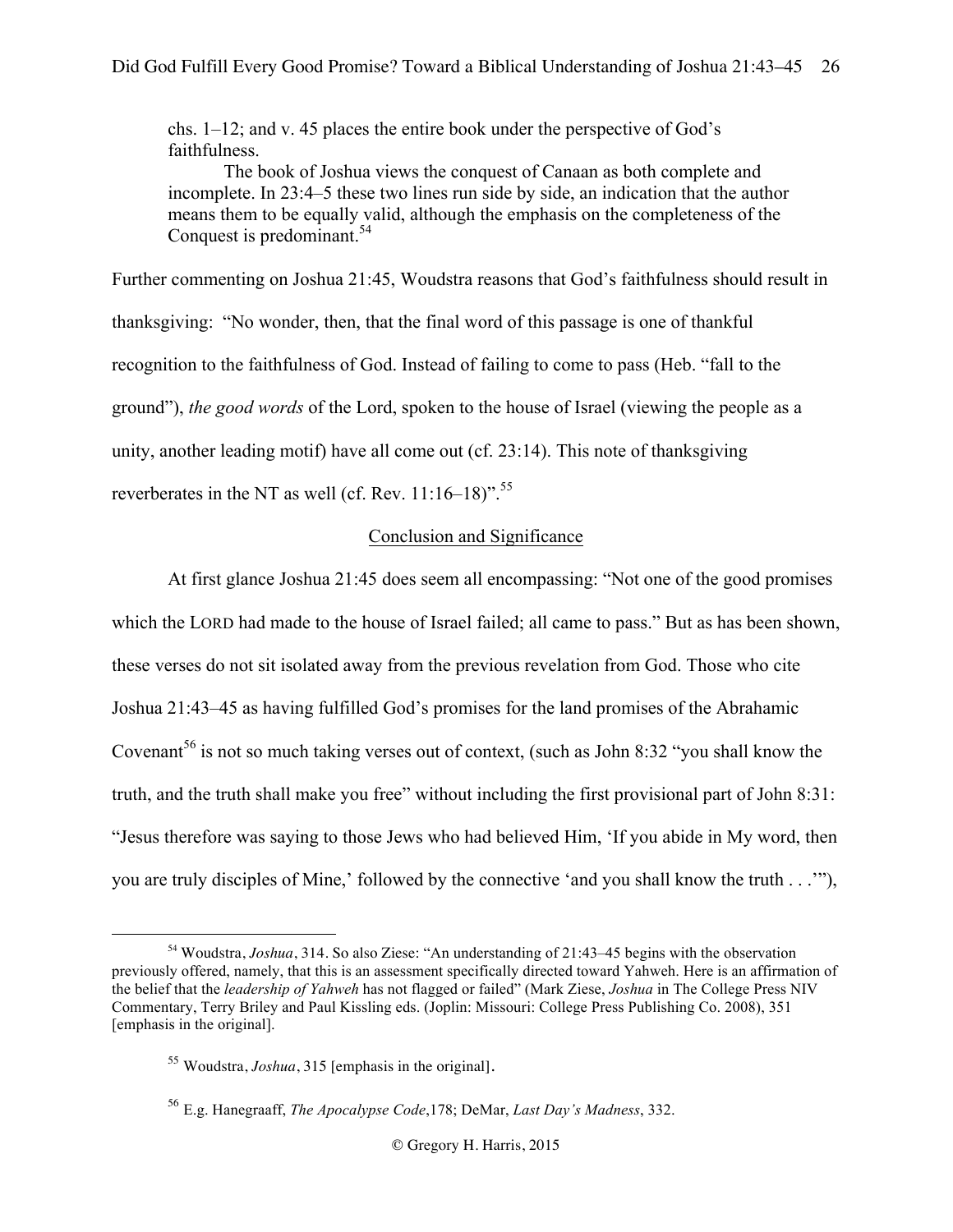chs. 1–12; and v. 45 places the entire book under the perspective of God's faithfulness.

> The book of Joshua views the conquest of Canaan as both complete and incomplete. In 23:4–5 these two lines run side by side, an indication that the author means them to be equally valid, although the emphasis on the completeness of the Conquest is predominant.[54]

Further commenting on Joshua 21:45, Woudstra reasons that God's faithfulness should result in thanksgiving: "No wonder, then, that the final word of this passage is one of thankful recognition to the faithfulness of God. Instead of failing to come to pass (Heb. "fall to the ground"), *the good words* of the Lord, spoken to the house of Israel (viewing the people as a unity, another leading motif) have all come out (cf. 23:14). This note of thanksgiving reverberates in the NT as well (cf. Rev. 11:16–18)".[55]

## Conclusion and Significance

At first glance Joshua 21:45 does seem all encompassing: "Not one of the good promises which the LORD had made to the house of Israel failed; all came to pass." But as has been shown, these verses do not sit isolated away from the previous revelation from God. Those who cite Joshua 21:43–45 as having fulfilled God's promises for the land promises of the Abrahamic Covenant[56] is not so much taking verses out of context, (such as John 8:32 "you shall know the truth, and the truth shall make you free" without including the first provisional part of John 8:31: "Jesus therefore was saying to those Jews who had believed Him, 'If you abide in My word, then you are truly disciples of Mine,' followed by the connective 'and you shall know the truth . . .'"),

[54] Woudstra, *Joshua*, 314. So also Ziese: "An understanding of 21:43–45 begins with the observation previously offered, namely, that this is an assessment specifically directed toward Yahweh. Here is an affirmation of the belief that the *leadership of Yahweh* has not flagged or failed" (Mark Ziese, *Joshua* in The College Press NIV Commentary, Terry Briley and Paul Kissling eds. (Joplin: Missouri: College Press Publishing Co. 2008), 351 [emphasis in the original].

[55] Woudstra, *Joshua*, 315 [emphasis in the original].

[56] E.g. Hanegraaff, *The Apocalypse Code*,178; DeMar, *Last Day's Madness*, 332.

© Gregory H. Harris, 2015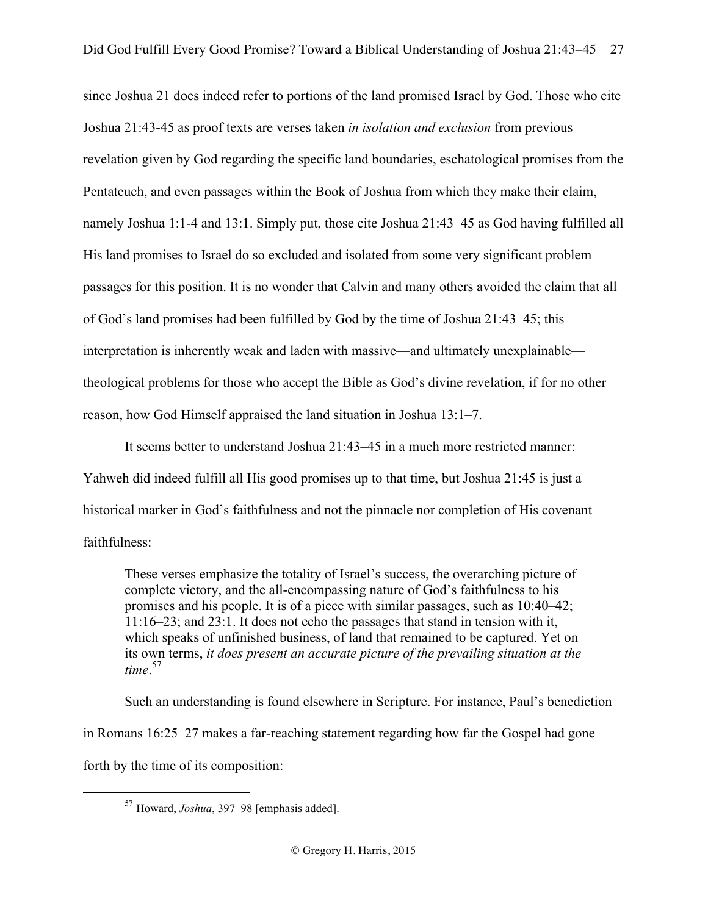since Joshua 21 does indeed refer to portions of the land promised Israel by God. Those who cite Joshua 21:43-45 as proof texts are verses taken *in isolation and exclusion* from previous revelation given by God regarding the specific land boundaries, eschatological promises from the Pentateuch, and even passages within the Book of Joshua from which they make their claim, namely Joshua 1:1-4 and 13:1. Simply put, those cite Joshua 21:43–45 as God having fulfilled all His land promises to Israel do so excluded and isolated from some very significant problem passages for this position. It is no wonder that Calvin and many others avoided the claim that all of God's land promises had been fulfilled by God by the time of Joshua 21:43–45; this interpretation is inherently weak and laden with massive—and ultimately unexplainable—theological problems for those who accept the Bible as God's divine revelation, if for no other reason, how God Himself appraised the land situation in Joshua 13:1–7.

It seems better to understand Joshua 21:43–45 in a much more restricted manner: Yahweh did indeed fulfill all His good promises up to that time, but Joshua 21:45 is just a historical marker in God's faithfulness and not the pinnacle nor completion of His covenant faithfulness:

> These verses emphasize the totality of Israel's success, the overarching picture of complete victory, and the all-encompassing nature of God's faithfulness to his promises and his people. It is of a piece with similar passages, such as 10:40–42; 11:16–23; and 23:1. It does not echo the passages that stand in tension with it, which speaks of unfinished business, of land that remained to be captured. Yet on its own terms, *it does present an accurate picture of the prevailing situation at the time*.[57]

Such an understanding is found elsewhere in Scripture. For instance, Paul's benediction in Romans 16:25–27 makes a far-reaching statement regarding how far the Gospel had gone forth by the time of its composition:

---

[57] Howard, *Joshua*, 397–98 [emphasis added].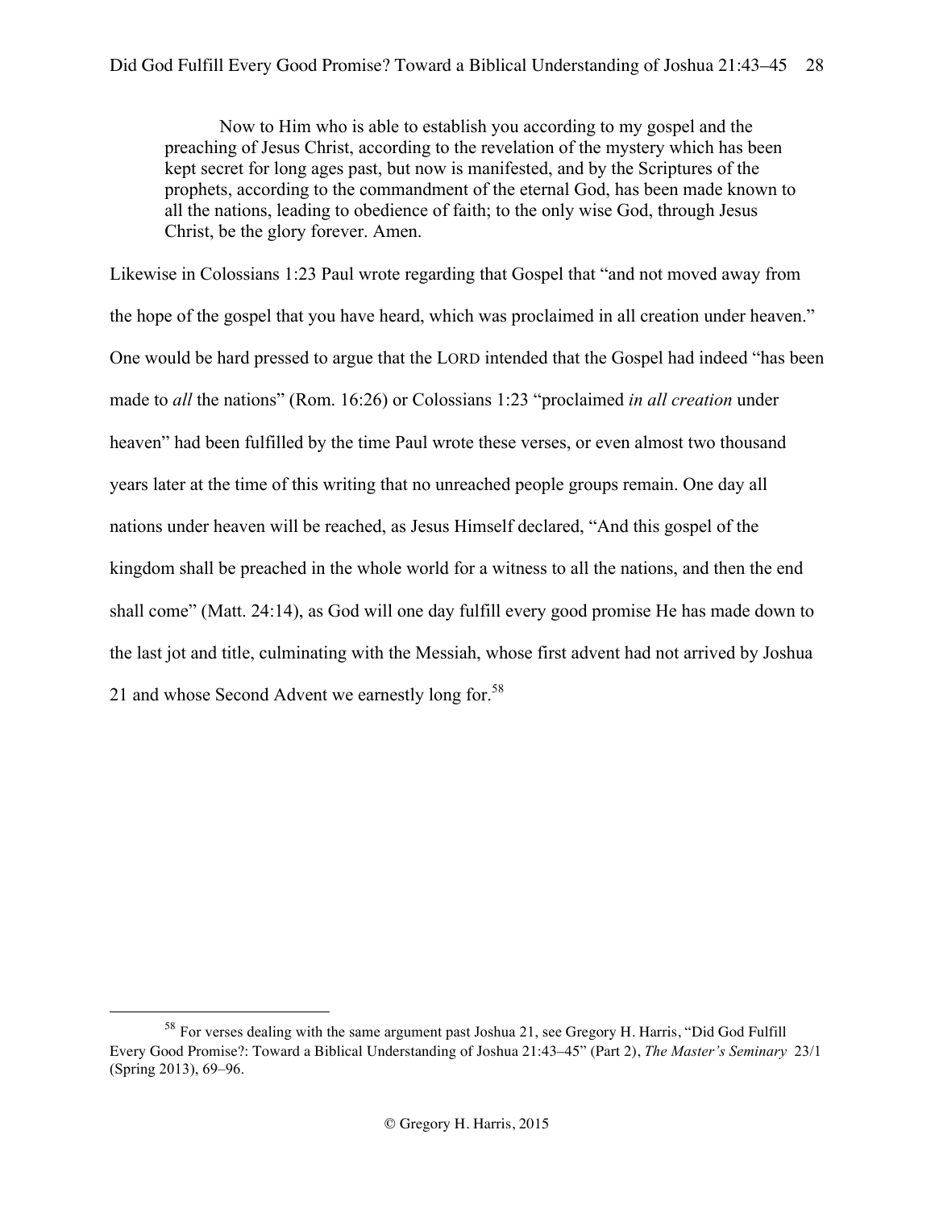> Now to Him who is able to establish you according to my gospel and the preaching of Jesus Christ, according to the revelation of the mystery which has been kept secret for long ages past, but now is manifested, and by the Scriptures of the prophets, according to the commandment of the eternal God, has been made known to all the nations, leading to obedience of faith; to the only wise God, through Jesus Christ, be the glory forever. Amen.

Likewise in Colossians 1:23 Paul wrote regarding that Gospel that "and not moved away from the hope of the gospel that you have heard, which was proclaimed in all creation under heaven." One would be hard pressed to argue that the LORD intended that the Gospel had indeed "has been made to *all* the nations" (Rom. 16:26) or Colossians 1:23 "proclaimed *in all creation* under heaven" had been fulfilled by the time Paul wrote these verses, or even almost two thousand years later at the time of this writing that no unreached people groups remain. One day all nations under heaven will be reached, as Jesus Himself declared, "And this gospel of the kingdom shall be preached in the whole world for a witness to all the nations, and then the end shall come" (Matt. 24:14), as God will one day fulfill every good promise He has made down to the last jot and title, culminating with the Messiah, whose first advent had not arrived by Joshua 21 and whose Second Advent we earnestly long for.[58]

---

[58] For verses dealing with the same argument past Joshua 21, see Gregory H. Harris, "Did God Fulfill Every Good Promise?: Toward a Biblical Understanding of Joshua 21:43–45" (Part 2), *The Master's Seminary* 23/1 (Spring 2013), 69–96.

© Gregory H. Harris, 2015